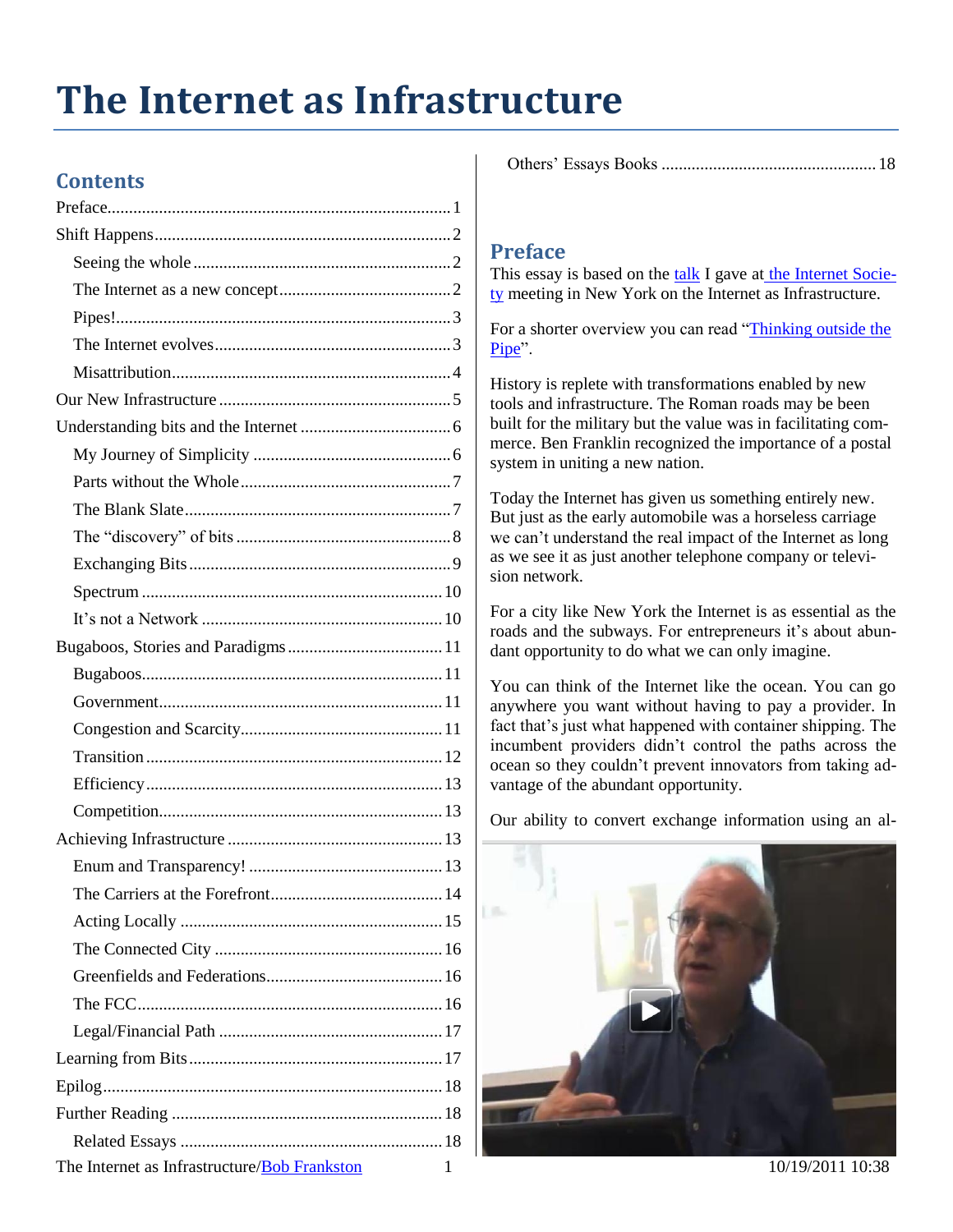# The Internet as Infrastructure

## Contents

Preface...1
Shift Happens...2
- Seeing the whole...2
- The Internet as a new concept...2
- Pipes!...3
- The Internet evolves...3
- Misattribution...4

Our New Infrastructure...5
Understanding bits and the Internet...6
- My Journey of Simplicity...6
- Parts without the Whole...7
- The Blank Slate...7
- The "discovery" of bits...8
- Exchanging Bits...9
- Spectrum...10
- It's not a Network...10

Bugaboos, Stories and Paradigms...11
- Bugaboos...11
- Government...11
- Congestion and Scarcity...11
- Transition...12
- Efficiency...13
- Competition...13

Achieving Infrastructure...13
- Enum and Transparency!...13
- The Carriers at the Forefront...14
- Acting Locally...15
- The Connected City...16
- Greenfields and Federations...16
- The FCC...16
- Legal/Financial Path...17

Learning from Bits...17
Epilog...18
Further Reading...18
- Related Essays...18
- Others' Essays Books...18

## Preface

This essay is based on the talk I gave at the Internet Society meeting in New York on the Internet as Infrastructure.

For a shorter overview you can read "Thinking outside the Pipe".

History is replete with transformations enabled by new tools and infrastructure. The Roman roads may be been built for the military but the value was in facilitating commerce. Ben Franklin recognized the importance of a postal system in uniting a new nation.

Today the Internet has given us something entirely new. But just as the early automobile was a horseless carriage we can't understand the real impact of the Internet as long as we see it as just another telephone company or television network.

For a city like New York the Internet is as essential as the roads and the subways. For entrepreneurs it's about abundant opportunity to do what we can only imagine.

You can think of the Internet like the ocean. You can go anywhere you want without having to pay a provider. In fact that's just what happened with container shipping. The incumbent providers didn't control the paths across the ocean so they couldn't prevent innovators from taking advantage of the abundant opportunity.

Our ability to convert exchange information using an al-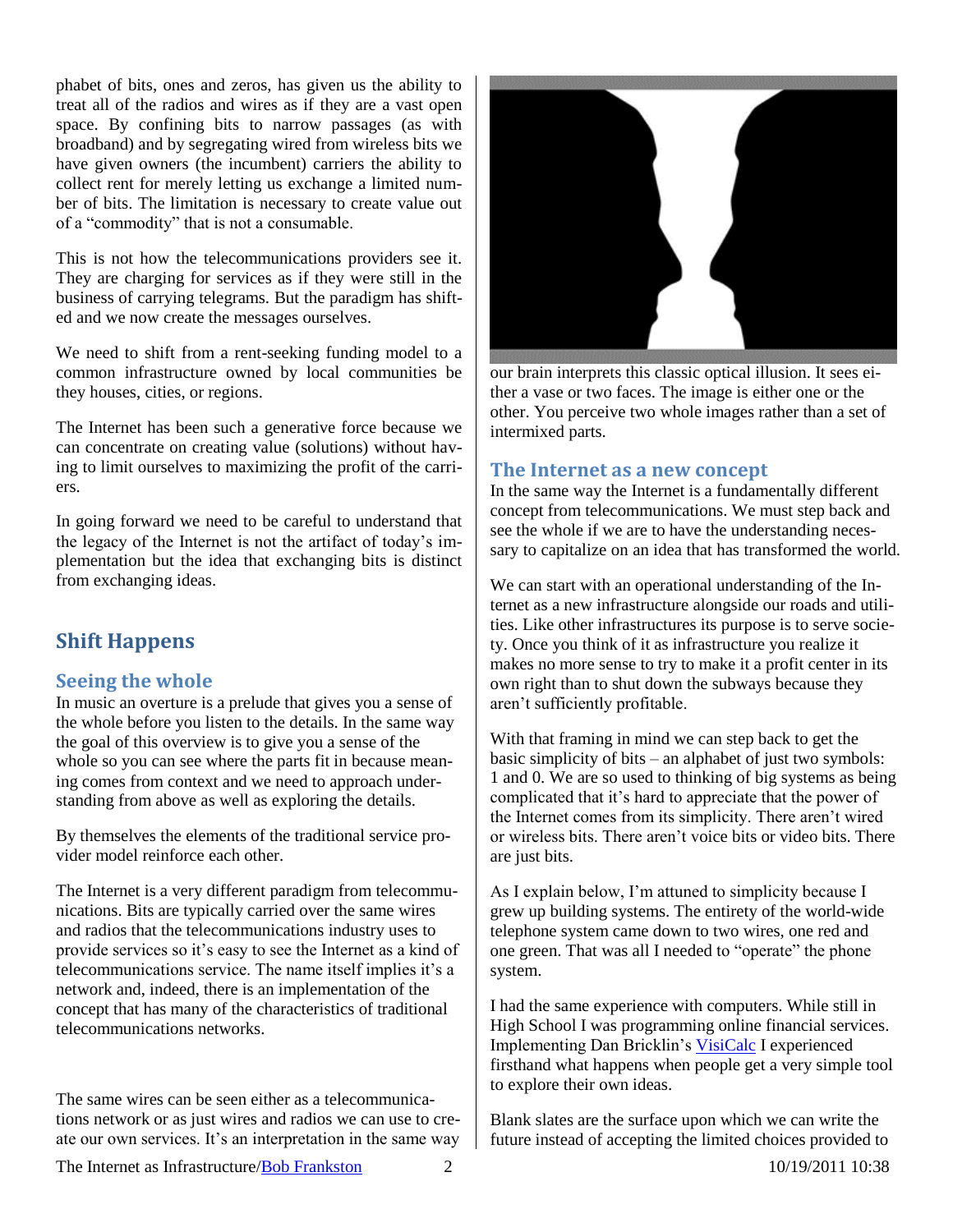phabet of bits, ones and zeros, has given us the ability to treat all of the radios and wires as if they are a vast open space. By confining bits to narrow passages (as with broadband) and by segregating wired from wireless bits we have given owners (the incumbent) carriers the ability to collect rent for merely letting us exchange a limited number of bits. The limitation is necessary to create value out of a "commodity" that is not a consumable.

This is not how the telecommunications providers see it. They are charging for services as if they were still in the business of carrying telegrams. But the paradigm has shifted and we now create the messages ourselves.

We need to shift from a rent-seeking funding model to a common infrastructure owned by local communities be they houses, cities, or regions.

The Internet has been such a generative force because we can concentrate on creating value (solutions) without having to limit ourselves to maximizing the profit of the carriers.

In going forward we need to be careful to understand that the legacy of the Internet is not the artifact of today's implementation but the idea that exchanging bits is distinct from exchanging ideas.

## Shift Happens

### Seeing the whole

In music an overture is a prelude that gives you a sense of the whole before you listen to the details. In the same way the goal of this overview is to give you a sense of the whole so you can see where the parts fit in because meaning comes from context and we need to approach understanding from above as well as exploring the details.

By themselves the elements of the traditional service provider model reinforce each other.

The Internet is a very different paradigm from telecommunications. Bits are typically carried over the same wires and radios that the telecommunications industry uses to provide services so it's easy to see the Internet as a kind of telecommunications service. The name itself implies it's a network and, indeed, there is an implementation of the concept that has many of the characteristics of traditional telecommunications networks.

The same wires can be seen either as a telecommunications network or as just wires and radios we can use to create our own services. It's an interpretation in the same way our brain interprets this classic optical illusion. It sees either a vase or two faces. The image is either one or the other. You perceive two whole images rather than a set of intermixed parts.

### The Internet as a new concept

In the same way the Internet is a fundamentally different concept from telecommunications. We must step back and see the whole if we are to have the understanding necessary to capitalize on an idea that has transformed the world.

We can start with an operational understanding of the Internet as a new infrastructure alongside our roads and utilities. Like other infrastructures its purpose is to serve society. Once you think of it as infrastructure you realize it makes no more sense to try to make it a profit center in its own right than to shut down the subways because they aren't sufficiently profitable.

With that framing in mind we can step back to get the basic simplicity of bits – an alphabet of just two symbols: 1 and 0. We are so used to thinking of big systems as being complicated that it's hard to appreciate that the power of the Internet comes from its simplicity. There aren't wired or wireless bits. There aren't voice bits or video bits. There are just bits.

As I explain below, I'm attuned to simplicity because I grew up building systems. The entirety of the world-wide telephone system came down to two wires, one red and one green. That was all I needed to "operate" the phone system.

I had the same experience with computers. While still in High School I was programming online financial services. Implementing Dan Bricklin's VisiCalc I experienced firsthand what happens when people get a very simple tool to explore their own ideas.

Blank slates are the surface upon which we can write the future instead of accepting the limited choices provided to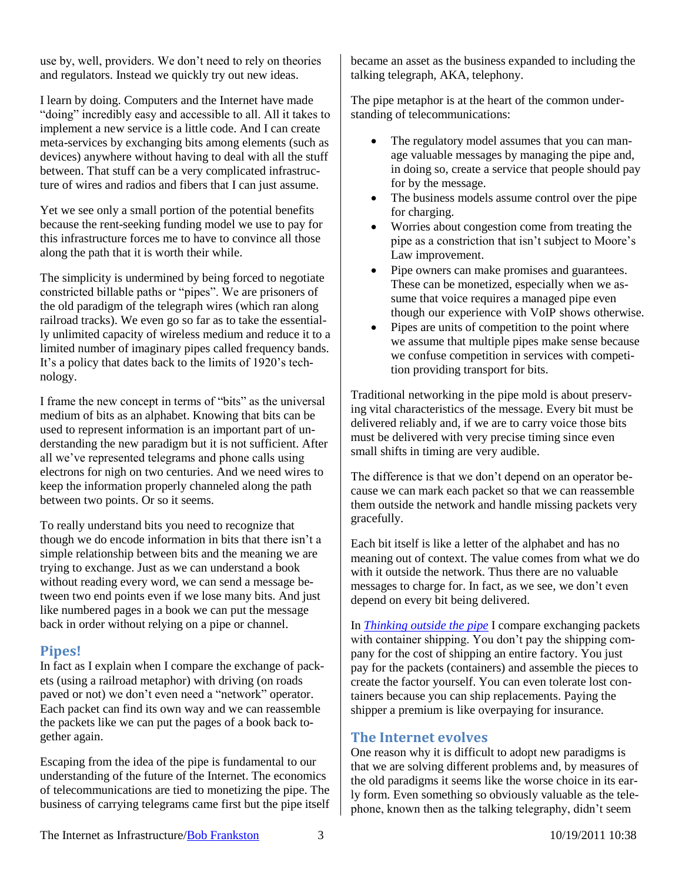use by, well, providers. We don't need to rely on theories and regulators. Instead we quickly try out new ideas.

I learn by doing. Computers and the Internet have made "doing" incredibly easy and accessible to all. All it takes to implement a new service is a little code. And I can create meta-services by exchanging bits among elements (such as devices) anywhere without having to deal with all the stuff between. That stuff can be a very complicated infrastructure of wires and radios and fibers that I can just assume.

Yet we see only a small portion of the potential benefits because the rent-seeking funding model we use to pay for this infrastructure forces me to have to convince all those along the path that it is worth their while.

The simplicity is undermined by being forced to negotiate constricted billable paths or "pipes". We are prisoners of the old paradigm of the telegraph wires (which ran along railroad tracks). We even go so far as to take the essentially unlimited capacity of wireless medium and reduce it to a limited number of imaginary pipes called frequency bands. It's a policy that dates back to the limits of 1920's technology.

I frame the new concept in terms of "bits" as the universal medium of bits as an alphabet. Knowing that bits can be used to represent information is an important part of understanding the new paradigm but it is not sufficient. After all we've represented telegrams and phone calls using electrons for nigh on two centuries. And we need wires to keep the information properly channeled along the path between two points. Or so it seems.

To really understand bits you need to recognize that though we do encode information in bits that there isn't a simple relationship between bits and the meaning we are trying to exchange. Just as we can understand a book without reading every word, we can send a message between two end points even if we lose many bits. And just like numbered pages in a book we can put the message back in order without relying on a pipe or channel.

## Pipes!

In fact as I explain when I compare the exchange of packets (using a railroad metaphor) with driving (on roads paved or not) we don't even need a "network" operator. Each packet can find its own way and we can reassemble the packets like we can put the pages of a book back together again.

Escaping from the idea of the pipe is fundamental to our understanding of the future of the Internet. The economics of telecommunications are tied to monetizing the pipe. The business of carrying telegrams came first but the pipe itself became an asset as the business expanded to including the talking telegraph, AKA, telephony.

The pipe metaphor is at the heart of the common understanding of telecommunications:

- The regulatory model assumes that you can manage valuable messages by managing the pipe and, in doing so, create a service that people should pay for by the message.
- The business models assume control over the pipe for charging.
- Worries about congestion come from treating the pipe as a constriction that isn't subject to Moore's Law improvement.
- Pipe owners can make promises and guarantees. These can be monetized, especially when we assume that voice requires a managed pipe even though our experience with VoIP shows otherwise.
- Pipes are units of competition to the point where we assume that multiple pipes make sense because we confuse competition in services with competition providing transport for bits.

Traditional networking in the pipe mold is about preserving vital characteristics of the message. Every bit must be delivered reliably and, if we are to carry voice those bits must be delivered with very precise timing since even small shifts in timing are very audible.

The difference is that we don't depend on an operator because we can mark each packet so that we can reassemble them outside the network and handle missing packets very gracefully.

Each bit itself is like a letter of the alphabet and has no meaning out of context. The value comes from what we do with it outside the network. Thus there are no valuable messages to charge for. In fact, as we see, we don't even depend on every bit being delivered.

In *Thinking outside the pipe* I compare exchanging packets with container shipping. You don't pay the shipping company for the cost of shipping an entire factory. You just pay for the packets (containers) and assemble the pieces to create the factor yourself. You can even tolerate lost containers because you can ship replacements. Paying the shipper a premium is like overpaying for insurance.

## The Internet evolves

One reason why it is difficult to adopt new paradigms is that we are solving different problems and, by measures of the old paradigms it seems like the worse choice in its early form. Even something so obviously valuable as the telephone, known then as the talking telegraphy, didn't seem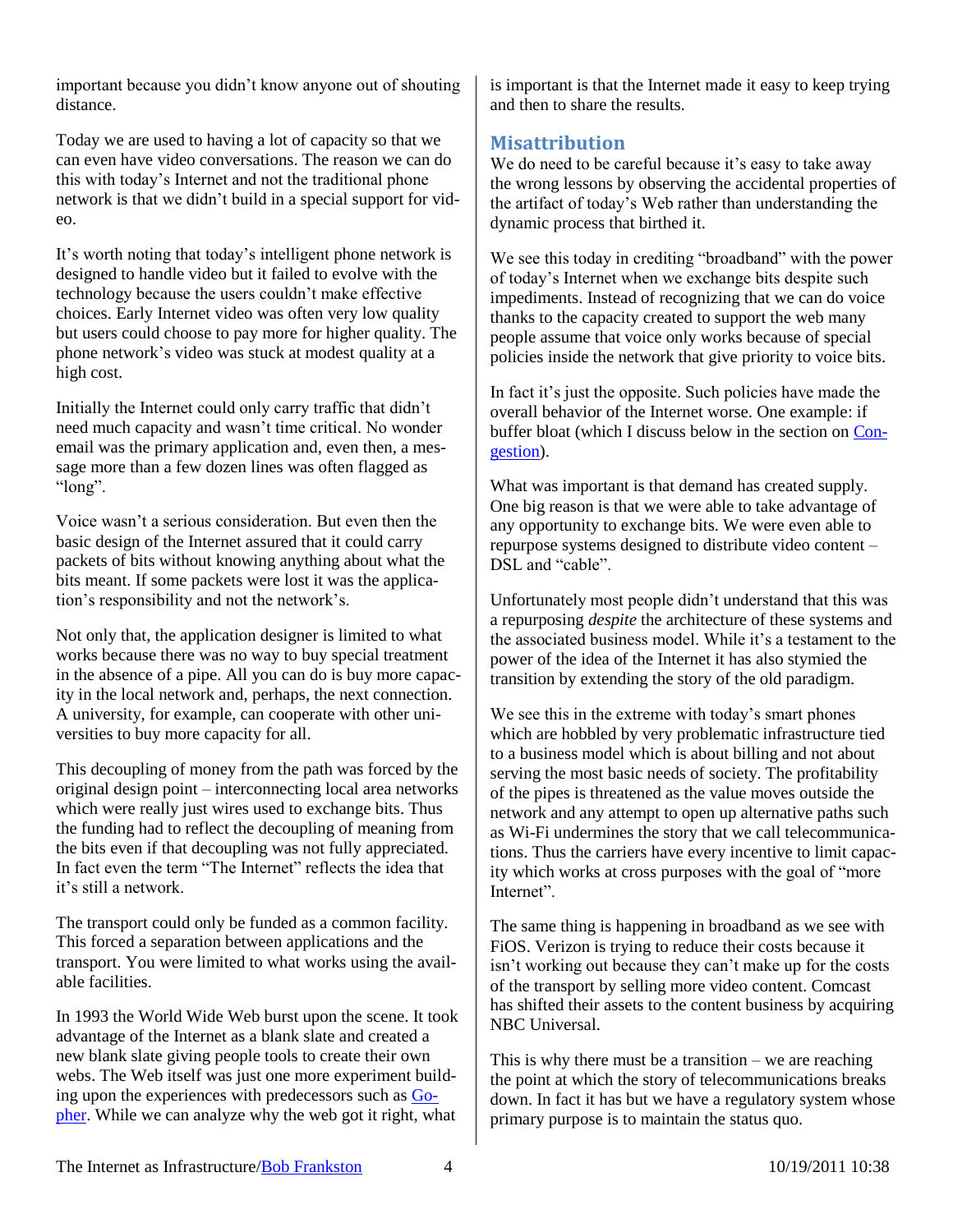important because you didn't know anyone out of shouting distance.

Today we are used to having a lot of capacity so that we can even have video conversations. The reason we can do this with today's Internet and not the traditional phone network is that we didn't build in a special support for video.

It's worth noting that today's intelligent phone network is designed to handle video but it failed to evolve with the technology because the users couldn't make effective choices. Early Internet video was often very low quality but users could choose to pay more for higher quality. The phone network's video was stuck at modest quality at a high cost.

Initially the Internet could only carry traffic that didn't need much capacity and wasn't time critical. No wonder email was the primary application and, even then, a message more than a few dozen lines was often flagged as "long".

Voice wasn't a serious consideration. But even then the basic design of the Internet assured that it could carry packets of bits without knowing anything about what the bits meant. If some packets were lost it was the application's responsibility and not the network's.

Not only that, the application designer is limited to what works because there was no way to buy special treatment in the absence of a pipe. All you can do is buy more capacity in the local network and, perhaps, the next connection. A university, for example, can cooperate with other universities to buy more capacity for all.

This decoupling of money from the path was forced by the original design point – interconnecting local area networks which were really just wires used to exchange bits. Thus the funding had to reflect the decoupling of meaning from the bits even if that decoupling was not fully appreciated. In fact even the term "The Internet" reflects the idea that it's still a network.

The transport could only be funded as a common facility. This forced a separation between applications and the transport. You were limited to what works using the available facilities.

In 1993 the World Wide Web burst upon the scene. It took advantage of the Internet as a blank slate and created a new blank slate giving people tools to create their own webs. The Web itself was just one more experiment building upon the experiences with predecessors such as [Gopher](). While we can analyze why the web got it right, what is important is that the Internet made it easy to keep trying and then to share the results.

## Misattribution

We do need to be careful because it's easy to take away the wrong lessons by observing the accidental properties of the artifact of today's Web rather than understanding the dynamic process that birthed it.

We see this today in crediting "broadband" with the power of today's Internet when we exchange bits despite such impediments. Instead of recognizing that we can do voice thanks to the capacity created to support the web many people assume that voice only works because of special policies inside the network that give priority to voice bits.

In fact it's just the opposite. Such policies have made the overall behavior of the Internet worse. One example: if buffer bloat (which I discuss below in the section on [Congestion]()).

What was important is that demand has created supply. One big reason is that we were able to take advantage of any opportunity to exchange bits. We were even able to repurpose systems designed to distribute video content – DSL and "cable".

Unfortunately most people didn't understand that this was a repurposing *despite* the architecture of these systems and the associated business model. While it's a testament to the power of the idea of the Internet it has also stymied the transition by extending the story of the old paradigm.

We see this in the extreme with today's smart phones which are hobbled by very problematic infrastructure tied to a business model which is about billing and not about serving the most basic needs of society. The profitability of the pipes is threatened as the value moves outside the network and any attempt to open up alternative paths such as Wi-Fi undermines the story that we call telecommunications. Thus the carriers have every incentive to limit capacity which works at cross purposes with the goal of "more Internet".

The same thing is happening in broadband as we see with FiOS. Verizon is trying to reduce their costs because it isn't working out because they can't make up for the costs of the transport by selling more video content. Comcast has shifted their assets to the content business by acquiring NBC Universal.

This is why there must be a transition – we are reaching the point at which the story of telecommunications breaks down. In fact it has but we have a regulatory system whose primary purpose is to maintain the status quo.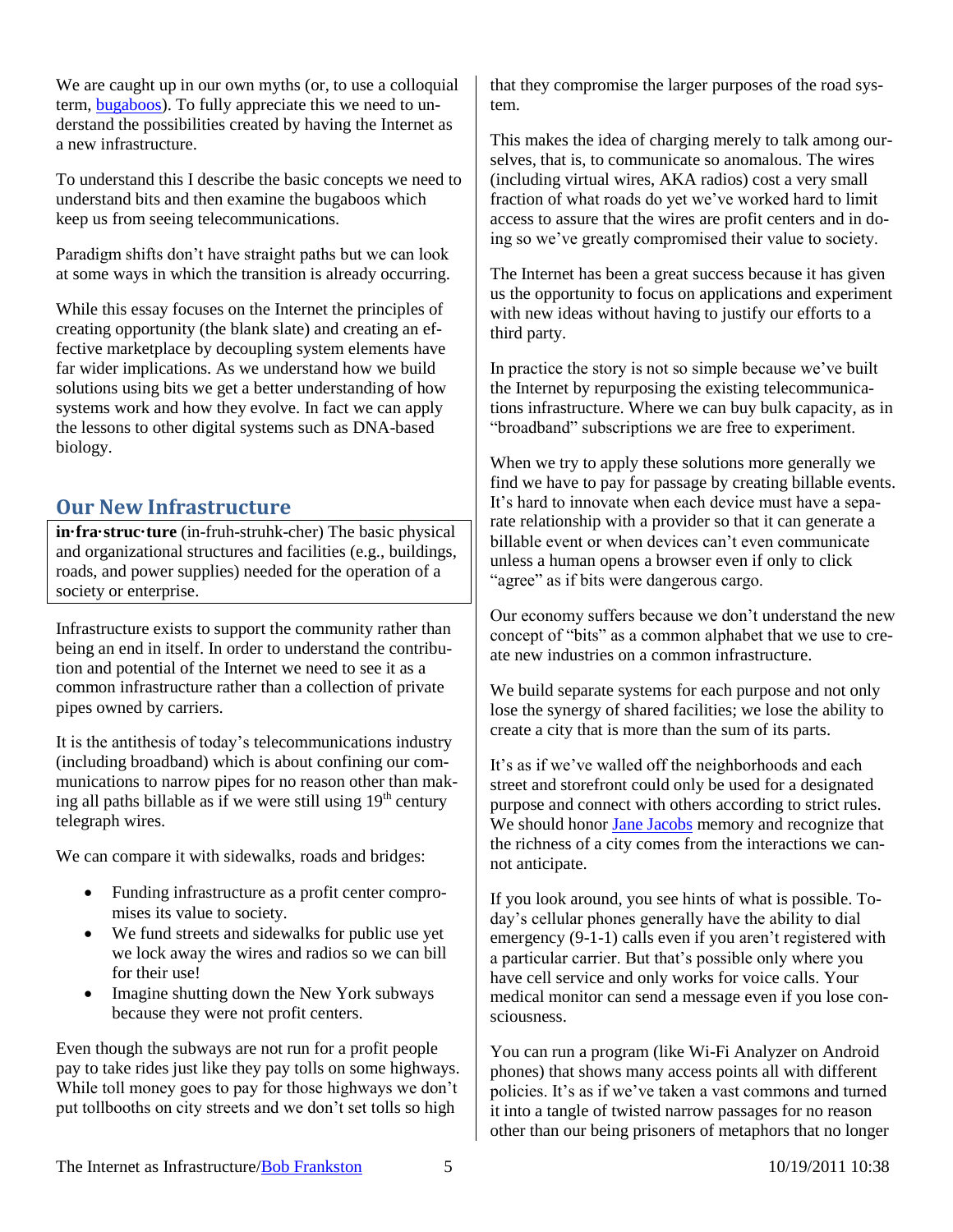We are caught up in our own myths (or, to use a colloquial term, bugaboos). To fully appreciate this we need to understand the possibilities created by having the Internet as a new infrastructure.

To understand this I describe the basic concepts we need to understand bits and then examine the bugaboos which keep us from seeing telecommunications.

Paradigm shifts don't have straight paths but we can look at some ways in which the transition is already occurring.

While this essay focuses on the Internet the principles of creating opportunity (the blank slate) and creating an effective marketplace by decoupling system elements have far wider implications. As we understand how we build solutions using bits we get a better understanding of how systems work and how they evolve. In fact we can apply the lessons to other digital systems such as DNA-based biology.

## Our New Infrastructure

> **in·fra·struc·ture** (in-fruh-struhk-cher) The basic physical and organizational structures and facilities (e.g., buildings, roads, and power supplies) needed for the operation of a society or enterprise.

Infrastructure exists to support the community rather than being an end in itself. In order to understand the contribution and potential of the Internet we need to see it as a common infrastructure rather than a collection of private pipes owned by carriers.

It is the antithesis of today's telecommunications industry (including broadband) which is about confining our communications to narrow pipes for no reason other than making all paths billable as if we were still using 19th century telegraph wires.

We can compare it with sidewalks, roads and bridges:

- Funding infrastructure as a profit center compromises its value to society.
- We fund streets and sidewalks for public use yet we lock away the wires and radios so we can bill for their use!
- Imagine shutting down the New York subways because they were not profit centers.

Even though the subways are not run for a profit people pay to take rides just like they pay tolls on some highways. While toll money goes to pay for those highways we don't put tollbooths on city streets and we don't set tolls so high that they compromise the larger purposes of the road system.

This makes the idea of charging merely to talk among ourselves, that is, to communicate so anomalous. The wires (including virtual wires, AKA radios) cost a very small fraction of what roads do yet we've worked hard to limit access to assure that the wires are profit centers and in doing so we've greatly compromised their value to society.

The Internet has been a great success because it has given us the opportunity to focus on applications and experiment with new ideas without having to justify our efforts to a third party.

In practice the story is not so simple because we've built the Internet by repurposing the existing telecommunications infrastructure. Where we can buy bulk capacity, as in "broadband" subscriptions we are free to experiment.

When we try to apply these solutions more generally we find we have to pay for passage by creating billable events. It's hard to innovate when each device must have a separate relationship with a provider so that it can generate a billable event or when devices can't even communicate unless a human opens a browser even if only to click "agree" as if bits were dangerous cargo.

Our economy suffers because we don't understand the new concept of "bits" as a common alphabet that we use to create new industries on a common infrastructure.

We build separate systems for each purpose and not only lose the synergy of shared facilities; we lose the ability to create a city that is more than the sum of its parts.

It's as if we've walled off the neighborhoods and each street and storefront could only be used for a designated purpose and connect with others according to strict rules. We should honor Jane Jacobs memory and recognize that the richness of a city comes from the interactions we cannot anticipate.

If you look around, you see hints of what is possible. Today's cellular phones generally have the ability to dial emergency (9-1-1) calls even if you aren't registered with a particular carrier. But that's possible only where you have cell service and only works for voice calls. Your medical monitor can send a message even if you lose consciousness.

You can run a program (like Wi-Fi Analyzer on Android phones) that shows many access points all with different policies. It's as if we've taken a vast commons and turned it into a tangle of twisted narrow passages for no reason other than our being prisoners of metaphors that no longer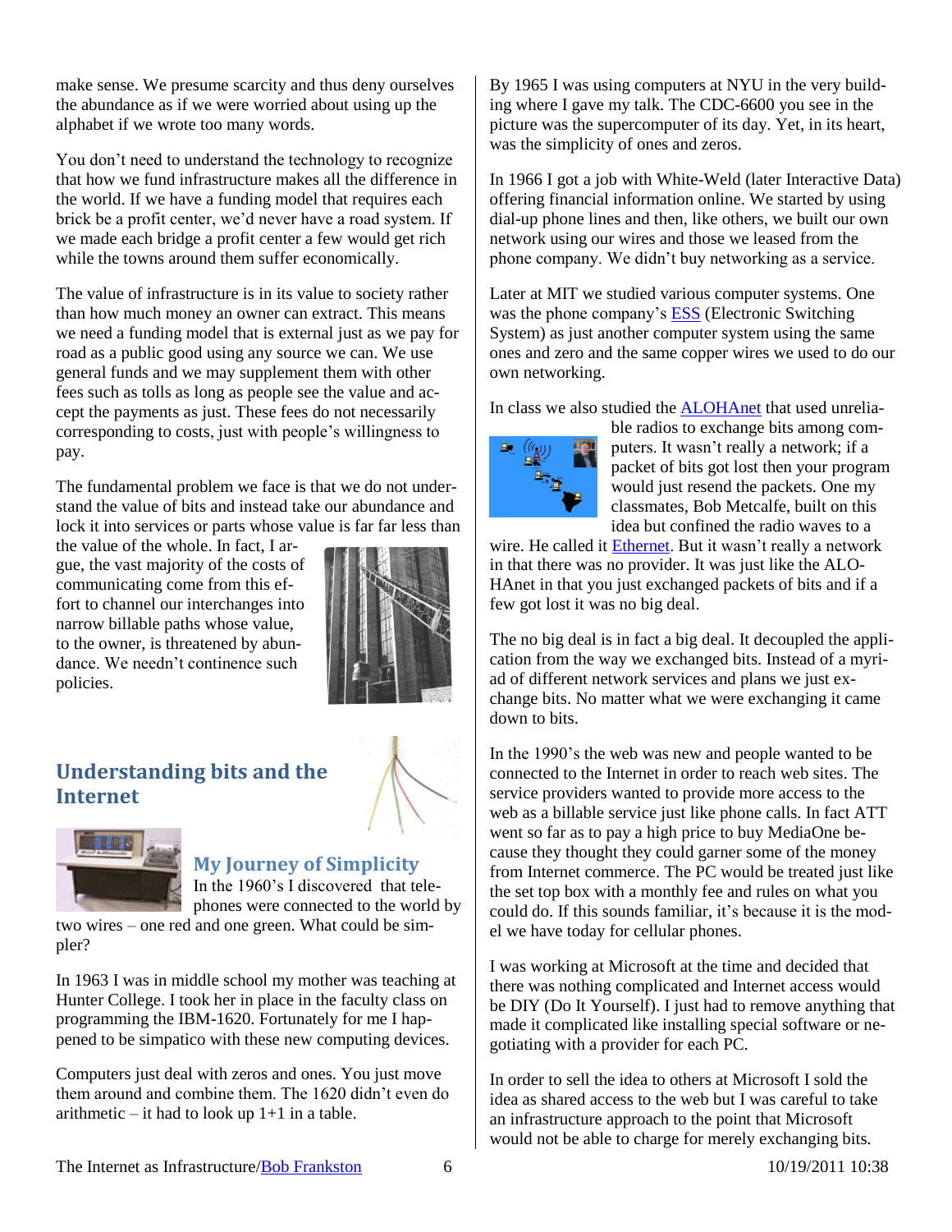make sense. We presume scarcity and thus deny ourselves the abundance as if we were worried about using up the alphabet if we wrote too many words.

You don't need to understand the technology to recognize that how we fund infrastructure makes all the difference in the world. If we have a funding model that requires each brick be a profit center, we'd never have a road system. If we made each bridge a profit center a few would get rich while the towns around them suffer economically.

The value of infrastructure is in its value to society rather than how much money an owner can extract. This means we need a funding model that is external just as we pay for road as a public good using any source we can. We use general funds and we may supplement them with other fees such as tolls as long as people see the value and accept the payments as just. These fees do not necessarily corresponding to costs, just with people's willingness to pay.

The fundamental problem we face is that we do not understand the value of bits and instead take our abundance and lock it into services or parts whose value is far far less than the value of the whole. In fact, I argue, the vast majority of the costs of communicating come from this effort to channel our interchanges into narrow billable paths whose value, to the owner, is threatened by abundance. We needn't continence such policies.

## Understanding bits and the Internet

### My Journey of Simplicity

In the 1960's I discovered that telephones were connected to the world by two wires – one red and one green. What could be simpler?

In 1963 I was in middle school my mother was teaching at Hunter College. I took her in place in the faculty class on programming the IBM-1620. Fortunately for me I happened to be simpatico with these new computing devices.

Computers just deal with zeros and ones. You just move them around and combine them. The 1620 didn't even do arithmetic – it had to look up 1+1 in a table.

By 1965 I was using computers at NYU in the very building where I gave my talk. The CDC-6600 you see in the picture was the supercomputer of its day. Yet, in its heart, was the simplicity of ones and zeros.

In 1966 I got a job with White-Weld (later Interactive Data) offering financial information online. We started by using dial-up phone lines and then, like others, we built our own network using our wires and those we leased from the phone company. We didn't buy networking as a service.

Later at MIT we studied various computer systems. One was the phone company's ESS (Electronic Switching System) as just another computer system using the same ones and zero and the same copper wires we used to do our own networking.

In class we also studied the ALOHAnet that used unreliable radios to exchange bits among computers. It wasn't really a network; if a packet of bits got lost then your program would just resend the packets. One my classmates, Bob Metcalfe, built on this idea but confined the radio waves to a wire. He called it Ethernet. But it wasn't really a network in that there was no provider. It was just like the ALOHAnet in that you just exchanged packets of bits and if a few got lost it was no big deal.

The no big deal is in fact a big deal. It decoupled the application from the way we exchanged bits. Instead of a myriad of different network services and plans we just exchange bits. No matter what we were exchanging it came down to bits.

In the 1990's the web was new and people wanted to be connected to the Internet in order to reach web sites. The service providers wanted to provide more access to the web as a billable service just like phone calls. In fact ATT went so far as to pay a high price to buy MediaOne because they thought they could garner some of the money from Internet commerce. The PC would be treated just like the set top box with a monthly fee and rules on what you could do. If this sounds familiar, it's because it is the model we have today for cellular phones.

I was working at Microsoft at the time and decided that there was nothing complicated and Internet access would be DIY (Do It Yourself). I just had to remove anything that made it complicated like installing special software or negotiating with a provider for each PC.

In order to sell the idea to others at Microsoft I sold the idea as shared access to the web but I was careful to take an infrastructure approach to the point that Microsoft would not be able to charge for merely exchanging bits.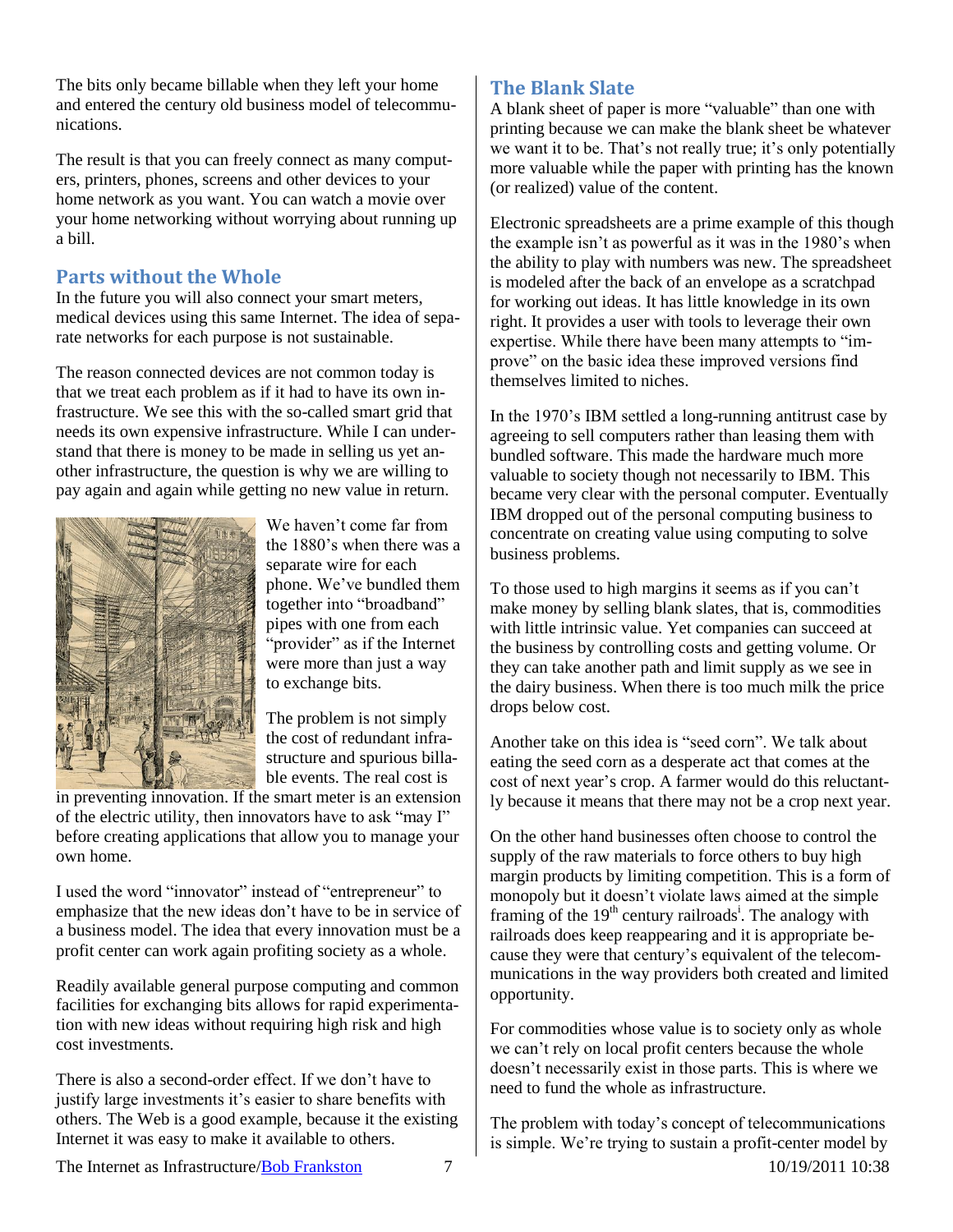The bits only became billable when they left your home and entered the century old business model of telecommunications.

The result is that you can freely connect as many computers, printers, phones, screens and other devices to your home network as you want. You can watch a movie over your home networking without worrying about running up a bill.

## Parts without the Whole

In the future you will also connect your smart meters, medical devices using this same Internet. The idea of separate networks for each purpose is not sustainable.

The reason connected devices are not common today is that we treat each problem as if it had to have its own infrastructure. We see this with the so-called smart grid that needs its own expensive infrastructure. While I can understand that there is money to be made in selling us yet another infrastructure, the question is why we are willing to pay again and again while getting no new value in return.

We haven't come far from the 1880's when there was a separate wire for each phone. We've bundled them together into "broadband" pipes with one from each "provider" as if the Internet were more than just a way to exchange bits.

The problem is not simply the cost of redundant infrastructure and spurious billable events. The real cost is in preventing innovation. If the smart meter is an extension of the electric utility, then innovators have to ask "may I" before creating applications that allow you to manage your own home.

I used the word "innovator" instead of "entrepreneur" to emphasize that the new ideas don't have to be in service of a business model. The idea that every innovation must be a profit center can work again profiting society as a whole.

Readily available general purpose computing and common facilities for exchanging bits allows for rapid experimentation with new ideas without requiring high risk and high cost investments.

There is also a second-order effect. If we don't have to justify large investments it's easier to share benefits with others. The Web is a good example, because it the existing Internet it was easy to make it available to others.

## The Blank Slate

A blank sheet of paper is more "valuable" than one with printing because we can make the blank sheet be whatever we want it to be. That's not really true; it's only potentially more valuable while the paper with printing has the known (or realized) value of the content.

Electronic spreadsheets are a prime example of this though the example isn't as powerful as it was in the 1980's when the ability to play with numbers was new. The spreadsheet is modeled after the back of an envelope as a scratchpad for working out ideas. It has little knowledge in its own right. It provides a user with tools to leverage their own expertise. While there have been many attempts to "improve" on the basic idea these improved versions find themselves limited to niches.

In the 1970's IBM settled a long-running antitrust case by agreeing to sell computers rather than leasing them with bundled software. This made the hardware much more valuable to society though not necessarily to IBM. This became very clear with the personal computer. Eventually IBM dropped out of the personal computing business to concentrate on creating value using computing to solve business problems.

To those used to high margins it seems as if you can't make money by selling blank slates, that is, commodities with little intrinsic value. Yet companies can succeed at the business by controlling costs and getting volume. Or they can take another path and limit supply as we see in the dairy business. When there is too much milk the price drops below cost.

Another take on this idea is "seed corn". We talk about eating the seed corn as a desperate act that comes at the cost of next year's crop. A farmer would do this reluctantly because it means that there may not be a crop next year.

On the other hand businesses often choose to control the supply of the raw materials to force others to buy high margin products by limiting competition. This is a form of monopoly but it doesn't violate laws aimed at the simple framing of the 19th century railroads[i]. The analogy with railroads does keep reappearing and it is appropriate because they were that century's equivalent of the telecommunications in the way providers both created and limited opportunity.

For commodities whose value is to society only as whole we can't rely on local profit centers because the whole doesn't necessarily exist in those parts. This is where we need to fund the whole as infrastructure.

The problem with today's concept of telecommunications is simple. We're trying to sustain a profit-center model by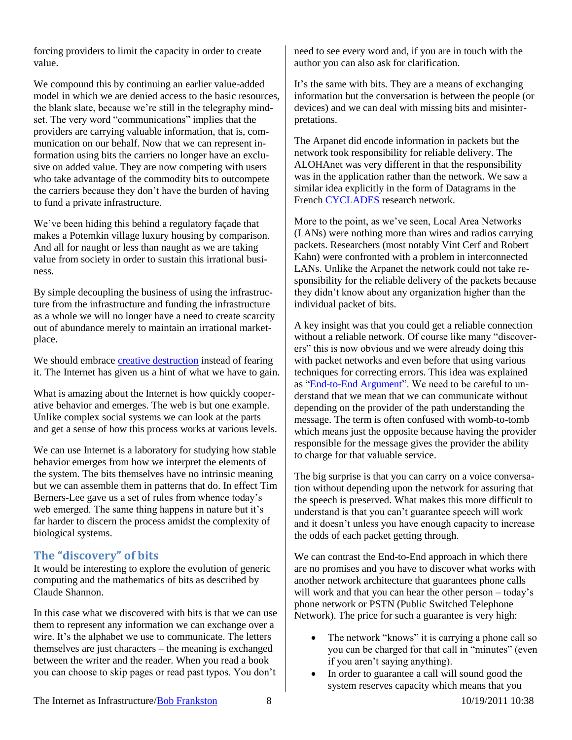forcing providers to limit the capacity in order to create value.

We compound this by continuing an earlier value-added model in which we are denied access to the basic resources, the blank slate, because we're still in the telegraphy mindset. The very word "communications" implies that the providers are carrying valuable information, that is, communication on our behalf. Now that we can represent information using bits the carriers no longer have an exclusive on added value. They are now competing with users who take advantage of the commodity bits to outcompete the carriers because they don't have the burden of having to fund a private infrastructure.

We've been hiding this behind a regulatory façade that makes a Potemkin village luxury housing by comparison. And all for naught or less than naught as we are taking value from society in order to sustain this irrational business.

By simple decoupling the business of using the infrastructure from the infrastructure and funding the infrastructure as a whole we will no longer have a need to create scarcity out of abundance merely to maintain an irrational marketplace.

We should embrace creative destruction instead of fearing it. The Internet has given us a hint of what we have to gain.

What is amazing about the Internet is how quickly cooperative behavior and emerges. The web is but one example. Unlike complex social systems we can look at the parts and get a sense of how this process works at various levels.

We can use Internet is a laboratory for studying how stable behavior emerges from how we interpret the elements of the system. The bits themselves have no intrinsic meaning but we can assemble them in patterns that do. In effect Tim Berners-Lee gave us a set of rules from whence today's web emerged. The same thing happens in nature but it's far harder to discern the process amidst the complexity of biological systems.

## The "discovery" of bits

It would be interesting to explore the evolution of generic computing and the mathematics of bits as described by Claude Shannon.

In this case what we discovered with bits is that we can use them to represent any information we can exchange over a wire. It's the alphabet we use to communicate. The letters themselves are just characters – the meaning is exchanged between the writer and the reader. When you read a book you can choose to skip pages or read past typos. You don't need to see every word and, if you are in touch with the author you can also ask for clarification.

It's the same with bits. They are a means of exchanging information but the conversation is between the people (or devices) and we can deal with missing bits and misinterpretations.

The Arpanet did encode information in packets but the network took responsibility for reliable delivery. The ALOHAnet was very different in that the responsibility was in the application rather than the network. We saw a similar idea explicitly in the form of Datagrams in the French CYCLADES research network.

More to the point, as we've seen, Local Area Networks (LANs) were nothing more than wires and radios carrying packets. Researchers (most notably Vint Cerf and Robert Kahn) were confronted with a problem in interconnected LANs. Unlike the Arpanet the network could not take responsibility for the reliable delivery of the packets because they didn't know about any organization higher than the individual packet of bits.

A key insight was that you could get a reliable connection without a reliable network. Of course like many "discoverers" this is now obvious and we were already doing this with packet networks and even before that using various techniques for correcting errors. This idea was explained as "End-to-End Argument". We need to be careful to understand that we mean that we can communicate without depending on the provider of the path understanding the message. The term is often confused with womb-to-tomb which means just the opposite because having the provider responsible for the message gives the provider the ability to charge for that valuable service.

The big surprise is that you can carry on a voice conversation without depending upon the network for assuring that the speech is preserved. What makes this more difficult to understand is that you can't guarantee speech will work and it doesn't unless you have enough capacity to increase the odds of each packet getting through.

We can contrast the End-to-End approach in which there are no promises and you have to discover what works with another network architecture that guarantees phone calls will work and that you can hear the other person – today's phone network or PSTN (Public Switched Telephone Network). The price for such a guarantee is very high:

- The network "knows" it is carrying a phone call so you can be charged for that call in "minutes" (even if you aren't saying anything).
- In order to guarantee a call will sound good the system reserves capacity which means that you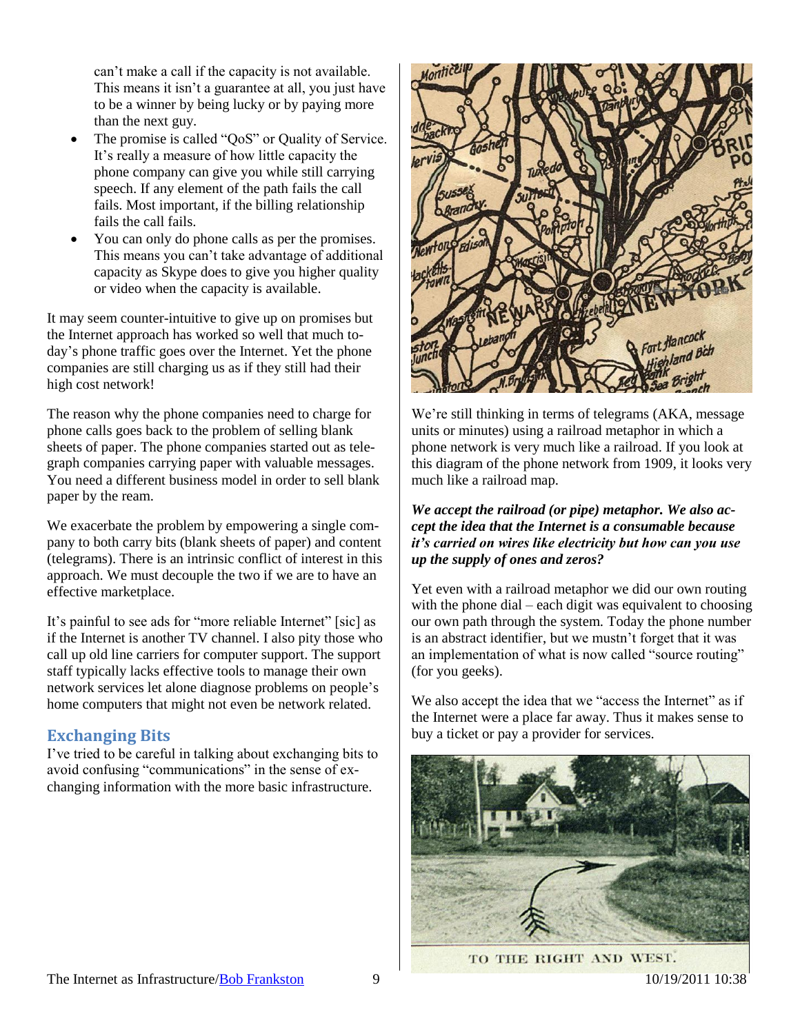can't make a call if the capacity is not available. This means it isn't a guarantee at all, you just have to be a winner by being lucky or by paying more than the next guy.

- The promise is called "QoS" or Quality of Service. It's really a measure of how little capacity the phone company can give you while still carrying speech. If any element of the path fails the call fails. Most important, if the billing relationship fails the call fails.
- You can only do phone calls as per the promises. This means you can't take advantage of additional capacity as Skype does to give you higher quality or video when the capacity is available.

It may seem counter-intuitive to give up on promises but the Internet approach has worked so well that much today's phone traffic goes over the Internet. Yet the phone companies are still charging us as if they still had their high cost network!

The reason why the phone companies need to charge for phone calls goes back to the problem of selling blank sheets of paper. The phone companies started out as telegraph companies carrying paper with valuable messages. You need a different business model in order to sell blank paper by the ream.

We exacerbate the problem by empowering a single company to both carry bits (blank sheets of paper) and content (telegrams). There is an intrinsic conflict of interest in this approach. We must decouple the two if we are to have an effective marketplace.

It's painful to see ads for "more reliable Internet" [sic] as if the Internet is another TV channel. I also pity those who call up old line carriers for computer support. The support staff typically lacks effective tools to manage their own network services let alone diagnose problems on people's home computers that might not even be network related.

## Exchanging Bits

I've tried to be careful in talking about exchanging bits to avoid confusing "communications" in the sense of exchanging information with the more basic infrastructure.

We're still thinking in terms of telegrams (AKA, message units or minutes) using a railroad metaphor in which a phone network is very much like a railroad. If you look at this diagram of the phone network from 1909, it looks very much like a railroad map.

***We accept the railroad (or pipe) metaphor. We also accept the idea that the Internet is a consumable because it's carried on wires like electricity but how can you use up the supply of ones and zeros?***

Yet even with a railroad metaphor we did our own routing with the phone dial – each digit was equivalent to choosing our own path through the system. Today the phone number is an abstract identifier, but we mustn't forget that it was an implementation of what is now called "source routing" (for you geeks).

We also accept the idea that we "access the Internet" as if the Internet were a place far away. Thus it makes sense to buy a ticket or pay a provider for services.

TO THE RIGHT AND WEST.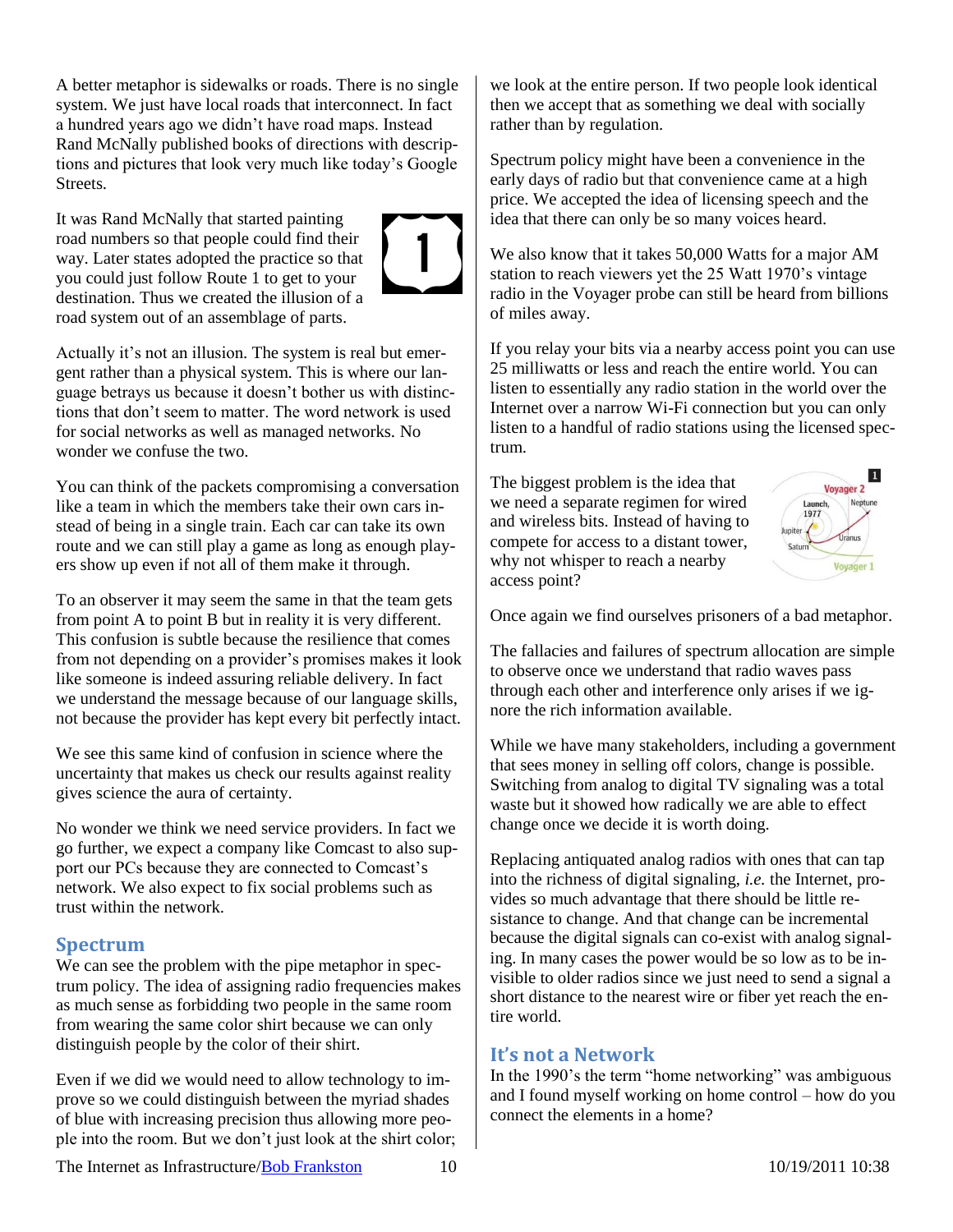A better metaphor is sidewalks or roads. There is no single system. We just have local roads that interconnect. In fact a hundred years ago we didn't have road maps. Instead Rand McNally published books of directions with descriptions and pictures that look very much like today's Google Streets.

It was Rand McNally that started painting road numbers so that people could find their way. Later states adopted the practice so that you could just follow Route 1 to get to your destination. Thus we created the illusion of a road system out of an assemblage of parts.

Actually it's not an illusion. The system is real but emergent rather than a physical system. This is where our language betrays us because it doesn't bother us with distinctions that don't seem to matter. The word network is used for social networks as well as managed networks. No wonder we confuse the two.

You can think of the packets compromising a conversation like a team in which the members take their own cars instead of being in a single train. Each car can take its own route and we can still play a game as long as enough players show up even if not all of them make it through.

To an observer it may seem the same in that the team gets from point A to point B but in reality it is very different. This confusion is subtle because the resilience that comes from not depending on a provider's promises makes it look like someone is indeed assuring reliable delivery. In fact we understand the message because of our language skills, not because the provider has kept every bit perfectly intact.

We see this same kind of confusion in science where the uncertainty that makes us check our results against reality gives science the aura of certainty.

No wonder we think we need service providers. In fact we go further, we expect a company like Comcast to also support our PCs because they are connected to Comcast's network. We also expect to fix social problems such as trust within the network.

## Spectrum

We can see the problem with the pipe metaphor in spectrum policy. The idea of assigning radio frequencies makes as much sense as forbidding two people in the same room from wearing the same color shirt because we can only distinguish people by the color of their shirt.

Even if we did we would need to allow technology to improve so we could distinguish between the myriad shades of blue with increasing precision thus allowing more people into the room. But we don't just look at the shirt color; we look at the entire person. If two people look identical then we accept that as something we deal with socially rather than by regulation.

Spectrum policy might have been a convenience in the early days of radio but that convenience came at a high price. We accepted the idea of licensing speech and the idea that there can only be so many voices heard.

We also know that it takes 50,000 Watts for a major AM station to reach viewers yet the 25 Watt 1970's vintage radio in the Voyager probe can still be heard from billions of miles away.

If you relay your bits via a nearby access point you can use 25 milliwatts or less and reach the entire world. You can listen to essentially any radio station in the world over the Internet over a narrow Wi-Fi connection but you can only listen to a handful of radio stations using the licensed spectrum.

The biggest problem is the idea that we need a separate regimen for wired and wireless bits. Instead of having to compete for access to a distant tower, why not whisper to reach a nearby access point?

Once again we find ourselves prisoners of a bad metaphor.

The fallacies and failures of spectrum allocation are simple to observe once we understand that radio waves pass through each other and interference only arises if we ignore the rich information available.

While we have many stakeholders, including a government that sees money in selling off colors, change is possible. Switching from analog to digital TV signaling was a total waste but it showed how radically we are able to effect change once we decide it is worth doing.

Replacing antiquated analog radios with ones that can tap into the richness of digital signaling, *i.e.* the Internet, provides so much advantage that there should be little resistance to change. And that change can be incremental because the digital signals can co-exist with analog signaling. In many cases the power would be so low as to be invisible to older radios since we just need to send a signal a short distance to the nearest wire or fiber yet reach the entire world.

## It's not a Network

In the 1990's the term "home networking" was ambiguous and I found myself working on home control – how do you connect the elements in a home?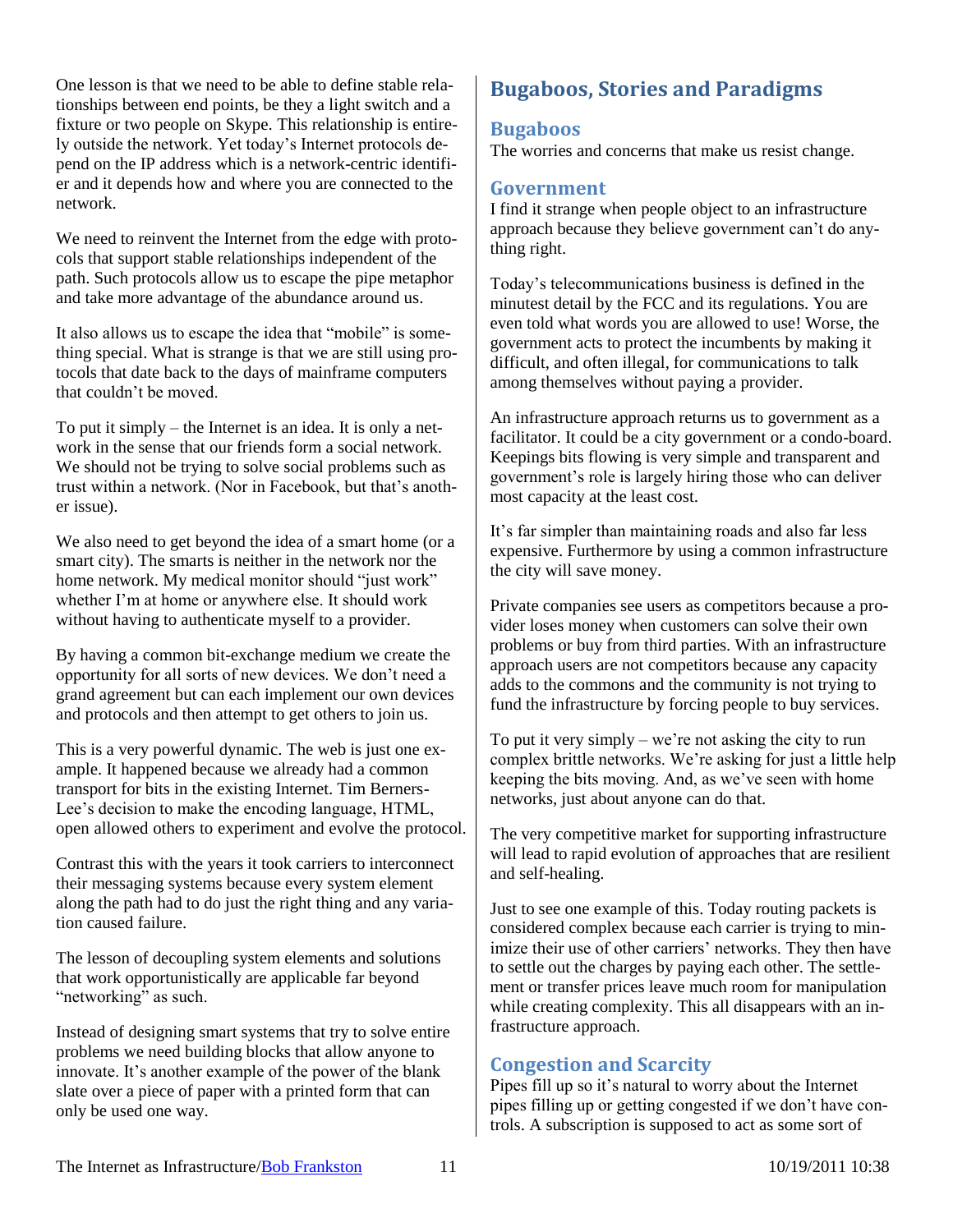One lesson is that we need to be able to define stable relationships between end points, be they a light switch and a fixture or two people on Skype. This relationship is entirely outside the network. Yet today's Internet protocols depend on the IP address which is a network-centric identifier and it depends how and where you are connected to the network.

We need to reinvent the Internet from the edge with protocols that support stable relationships independent of the path. Such protocols allow us to escape the pipe metaphor and take more advantage of the abundance around us.

It also allows us to escape the idea that "mobile" is something special. What is strange is that we are still using protocols that date back to the days of mainframe computers that couldn't be moved.

To put it simply – the Internet is an idea. It is only a network in the sense that our friends form a social network. We should not be trying to solve social problems such as trust within a network. (Nor in Facebook, but that's another issue).

We also need to get beyond the idea of a smart home (or a smart city). The smarts is neither in the network nor the home network. My medical monitor should "just work" whether I'm at home or anywhere else. It should work without having to authenticate myself to a provider.

By having a common bit-exchange medium we create the opportunity for all sorts of new devices. We don't need a grand agreement but can each implement our own devices and protocols and then attempt to get others to join us.

This is a very powerful dynamic. The web is just one example. It happened because we already had a common transport for bits in the existing Internet. Tim Berners-Lee's decision to make the encoding language, HTML, open allowed others to experiment and evolve the protocol.

Contrast this with the years it took carriers to interconnect their messaging systems because every system element along the path had to do just the right thing and any variation caused failure.

The lesson of decoupling system elements and solutions that work opportunistically are applicable far beyond "networking" as such.

Instead of designing smart systems that try to solve entire problems we need building blocks that allow anyone to innovate. It's another example of the power of the blank slate over a piece of paper with a printed form that can only be used one way.

# Bugaboos, Stories and Paradigms

## Bugaboos

The worries and concerns that make us resist change.

## Government

I find it strange when people object to an infrastructure approach because they believe government can't do anything right.

Today's telecommunications business is defined in the minutest detail by the FCC and its regulations. You are even told what words you are allowed to use! Worse, the government acts to protect the incumbents by making it difficult, and often illegal, for communications to talk among themselves without paying a provider.

An infrastructure approach returns us to government as a facilitator. It could be a city government or a condo-board. Keepings bits flowing is very simple and transparent and government's role is largely hiring those who can deliver most capacity at the least cost.

It's far simpler than maintaining roads and also far less expensive. Furthermore by using a common infrastructure the city will save money.

Private companies see users as competitors because a provider loses money when customers can solve their own problems or buy from third parties. With an infrastructure approach users are not competitors because any capacity adds to the commons and the community is not trying to fund the infrastructure by forcing people to buy services.

To put it very simply – we're not asking the city to run complex brittle networks. We're asking for just a little help keeping the bits moving. And, as we've seen with home networks, just about anyone can do that.

The very competitive market for supporting infrastructure will lead to rapid evolution of approaches that are resilient and self-healing.

Just to see one example of this. Today routing packets is considered complex because each carrier is trying to minimize their use of other carriers' networks. They then have to settle out the charges by paying each other. The settlement or transfer prices leave much room for manipulation while creating complexity. This all disappears with an infrastructure approach.

## Congestion and Scarcity

Pipes fill up so it's natural to worry about the Internet pipes filling up or getting congested if we don't have controls. A subscription is supposed to act as some sort of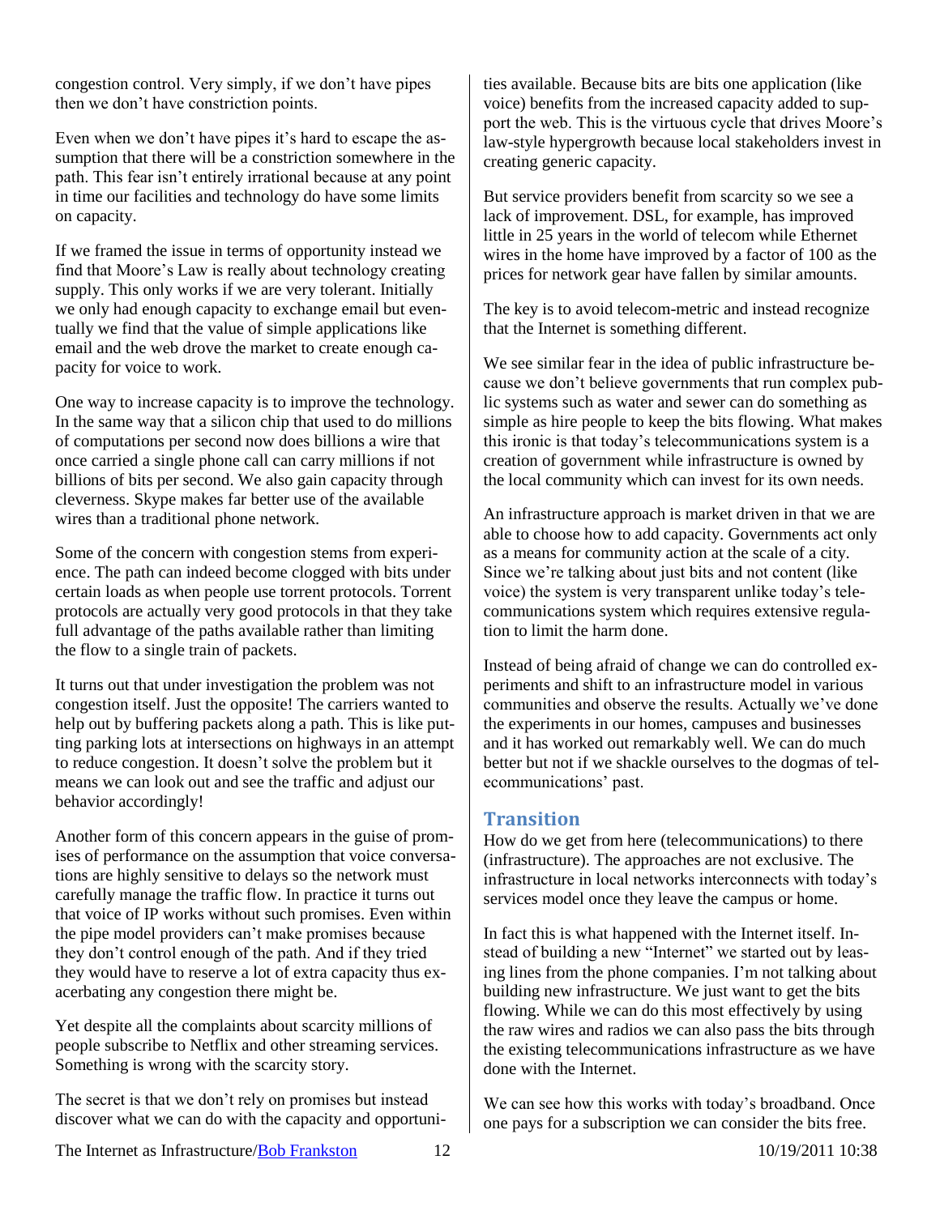congestion control. Very simply, if we don't have pipes then we don't have constriction points.

Even when we don't have pipes it's hard to escape the assumption that there will be a constriction somewhere in the path. This fear isn't entirely irrational because at any point in time our facilities and technology do have some limits on capacity.

If we framed the issue in terms of opportunity instead we find that Moore's Law is really about technology creating supply. This only works if we are very tolerant. Initially we only had enough capacity to exchange email but eventually we find that the value of simple applications like email and the web drove the market to create enough capacity for voice to work.

One way to increase capacity is to improve the technology. In the same way that a silicon chip that used to do millions of computations per second now does billions a wire that once carried a single phone call can carry millions if not billions of bits per second. We also gain capacity through cleverness. Skype makes far better use of the available wires than a traditional phone network.

Some of the concern with congestion stems from experience. The path can indeed become clogged with bits under certain loads as when people use torrent protocols. Torrent protocols are actually very good protocols in that they take full advantage of the paths available rather than limiting the flow to a single train of packets.

It turns out that under investigation the problem was not congestion itself. Just the opposite! The carriers wanted to help out by buffering packets along a path. This is like putting parking lots at intersections on highways in an attempt to reduce congestion. It doesn't solve the problem but it means we can look out and see the traffic and adjust our behavior accordingly!

Another form of this concern appears in the guise of promises of performance on the assumption that voice conversations are highly sensitive to delays so the network must carefully manage the traffic flow. In practice it turns out that voice of IP works without such promises. Even within the pipe model providers can't make promises because they don't control enough of the path. And if they tried they would have to reserve a lot of extra capacity thus exacerbating any congestion there might be.

Yet despite all the complaints about scarcity millions of people subscribe to Netflix and other streaming services. Something is wrong with the scarcity story.

The secret is that we don't rely on promises but instead discover what we can do with the capacity and opportunities available. Because bits are bits one application (like voice) benefits from the increased capacity added to support the web. This is the virtuous cycle that drives Moore's law-style hypergrowth because local stakeholders invest in creating generic capacity.

But service providers benefit from scarcity so we see a lack of improvement. DSL, for example, has improved little in 25 years in the world of telecom while Ethernet wires in the home have improved by a factor of 100 as the prices for network gear have fallen by similar amounts.

The key is to avoid telecom-metric and instead recognize that the Internet is something different.

We see similar fear in the idea of public infrastructure because we don't believe governments that run complex public systems such as water and sewer can do something as simple as hire people to keep the bits flowing. What makes this ironic is that today's telecommunications system is a creation of government while infrastructure is owned by the local community which can invest for its own needs.

An infrastructure approach is market driven in that we are able to choose how to add capacity. Governments act only as a means for community action at the scale of a city. Since we're talking about just bits and not content (like voice) the system is very transparent unlike today's telecommunications system which requires extensive regulation to limit the harm done.

Instead of being afraid of change we can do controlled experiments and shift to an infrastructure model in various communities and observe the results. Actually we've done the experiments in our homes, campuses and businesses and it has worked out remarkably well. We can do much better but not if we shackle ourselves to the dogmas of telecommunications' past.

## Transition

How do we get from here (telecommunications) to there (infrastructure). The approaches are not exclusive. The infrastructure in local networks interconnects with today's services model once they leave the campus or home.

In fact this is what happened with the Internet itself. Instead of building a new "Internet" we started out by leasing lines from the phone companies. I'm not talking about building new infrastructure. We just want to get the bits flowing. While we can do this most effectively by using the raw wires and radios we can also pass the bits through the existing telecommunications infrastructure as we have done with the Internet.

We can see how this works with today's broadband. Once one pays for a subscription we can consider the bits free.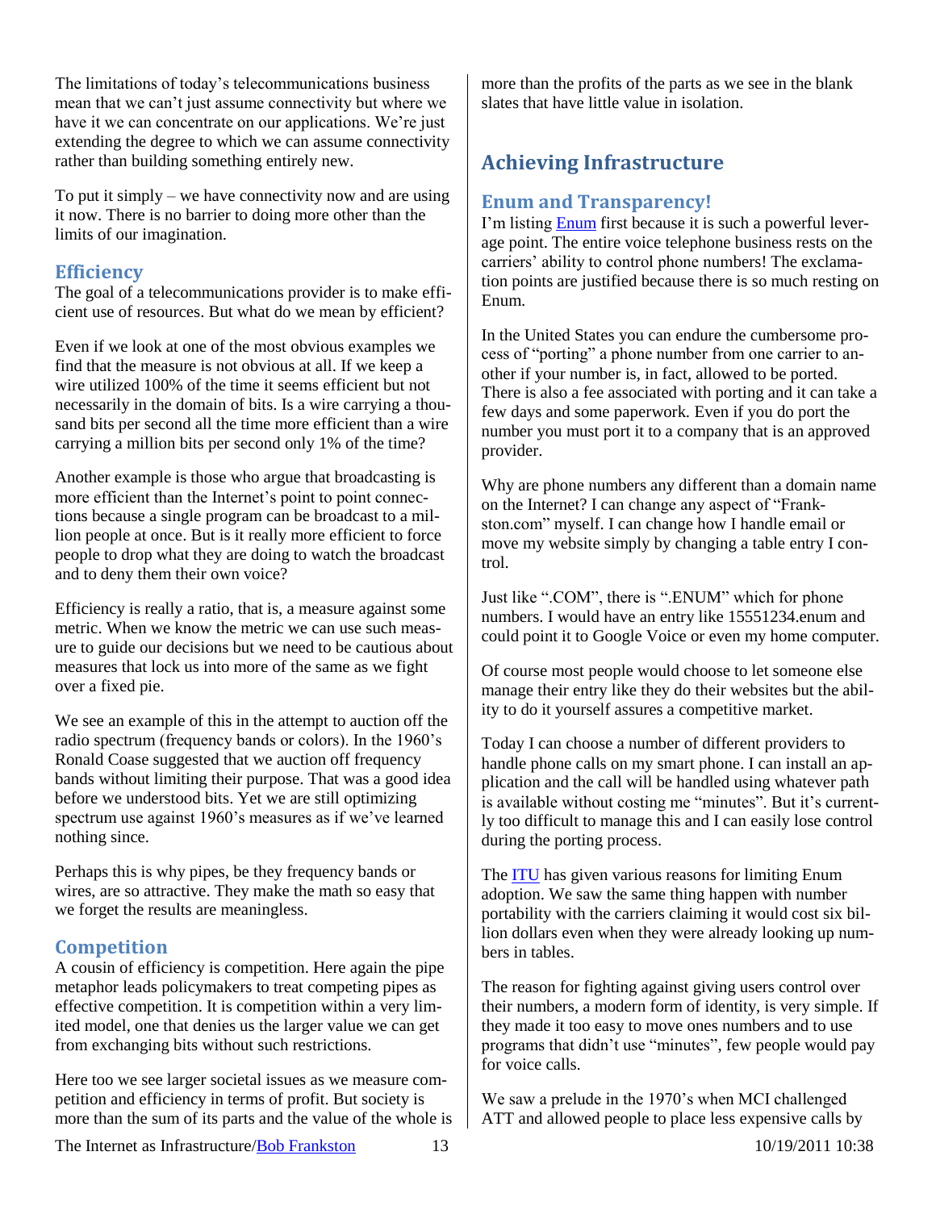The limitations of today's telecommunications business mean that we can't just assume connectivity but where we have it we can concentrate on our applications. We're just extending the degree to which we can assume connectivity rather than building something entirely new.

To put it simply – we have connectivity now and are using it now. There is no barrier to doing more other than the limits of our imagination.

### Efficiency

The goal of a telecommunications provider is to make efficient use of resources. But what do we mean by efficient?

Even if we look at one of the most obvious examples we find that the measure is not obvious at all. If we keep a wire utilized 100% of the time it seems efficient but not necessarily in the domain of bits. Is a wire carrying a thousand bits per second all the time more efficient than a wire carrying a million bits per second only 1% of the time?

Another example is those who argue that broadcasting is more efficient than the Internet's point to point connections because a single program can be broadcast to a million people at once. But is it really more efficient to force people to drop what they are doing to watch the broadcast and to deny them their own voice?

Efficiency is really a ratio, that is, a measure against some metric. When we know the metric we can use such measure to guide our decisions but we need to be cautious about measures that lock us into more of the same as we fight over a fixed pie.

We see an example of this in the attempt to auction off the radio spectrum (frequency bands or colors). In the 1960's Ronald Coase suggested that we auction off frequency bands without limiting their purpose. That was a good idea before we understood bits. Yet we are still optimizing spectrum use against 1960's measures as if we've learned nothing since.

Perhaps this is why pipes, be they frequency bands or wires, are so attractive. They make the math so easy that we forget the results are meaningless.

### Competition

A cousin of efficiency is competition. Here again the pipe metaphor leads policymakers to treat competing pipes as effective competition. It is competition within a very limited model, one that denies us the larger value we can get from exchanging bits without such restrictions.

Here too we see larger societal issues as we measure competition and efficiency in terms of profit. But society is more than the sum of its parts and the value of the whole is more than the profits of the parts as we see in the blank slates that have little value in isolation.

## Achieving Infrastructure

### Enum and Transparency!

I'm listing Enum first because it is such a powerful leverage point. The entire voice telephone business rests on the carriers' ability to control phone numbers! The exclamation points are justified because there is so much resting on Enum.

In the United States you can endure the cumbersome process of "porting" a phone number from one carrier to another if your number is, in fact, allowed to be ported. There is also a fee associated with porting and it can take a few days and some paperwork. Even if you do port the number you must port it to a company that is an approved provider.

Why are phone numbers any different than a domain name on the Internet? I can change any aspect of "Frankston.com" myself. I can change how I handle email or move my website simply by changing a table entry I control.

Just like ".COM", there is ".ENUM" which for phone numbers. I would have an entry like 15551234.enum and could point it to Google Voice or even my home computer.

Of course most people would choose to let someone else manage their entry like they do their websites but the ability to do it yourself assures a competitive market.

Today I can choose a number of different providers to handle phone calls on my smart phone. I can install an application and the call will be handled using whatever path is available without costing me "minutes". But it's currently too difficult to manage this and I can easily lose control during the porting process.

The ITU has given various reasons for limiting Enum adoption. We saw the same thing happen with number portability with the carriers claiming it would cost six billion dollars even when they were already looking up numbers in tables.

The reason for fighting against giving users control over their numbers, a modern form of identity, is very simple. If they made it too easy to move ones numbers and to use programs that didn't use "minutes", few people would pay for voice calls.

We saw a prelude in the 1970's when MCI challenged ATT and allowed people to place less expensive calls by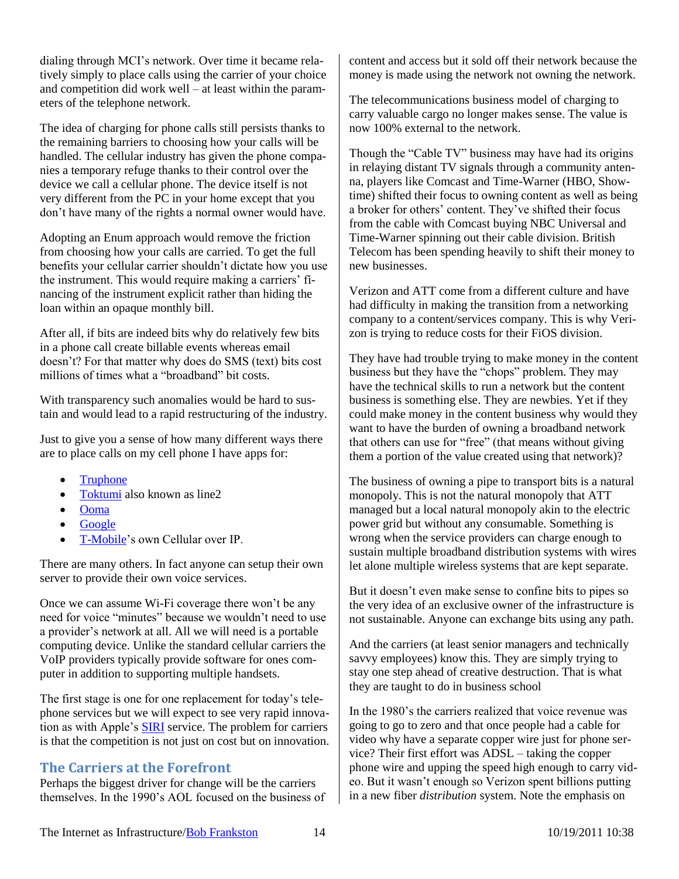dialing through MCI's network. Over time it became relatively simply to place calls using the carrier of your choice and competition did work well – at least within the parameters of the telephone network.

The idea of charging for phone calls still persists thanks to the remaining barriers to choosing how your calls will be handled. The cellular industry has given the phone companies a temporary refuge thanks to their control over the device we call a cellular phone. The device itself is not very different from the PC in your home except that you don't have many of the rights a normal owner would have.

Adopting an Enum approach would remove the friction from choosing how your calls are carried. To get the full benefits your cellular carrier shouldn't dictate how you use the instrument. This would require making a carriers' financing of the instrument explicit rather than hiding the loan within an opaque monthly bill.

After all, if bits are indeed bits why do relatively few bits in a phone call create billable events whereas email doesn't? For that matter why does do SMS (text) bits cost millions of times what a "broadband" bit costs.

With transparency such anomalies would be hard to sustain and would lead to a rapid restructuring of the industry.

Just to give you a sense of how many different ways there are to place calls on my cell phone I have apps for:

- Truphone
- Toktumi also known as line2
- Ooma
- Google
- T-Mobile's own Cellular over IP.

There are many others. In fact anyone can setup their own server to provide their own voice services.

Once we can assume Wi-Fi coverage there won't be any need for voice "minutes" because we wouldn't need to use a provider's network at all. All we will need is a portable computing device. Unlike the standard cellular carriers the VoIP providers typically provide software for ones computer in addition to supporting multiple handsets.

The first stage is one for one replacement for today's telephone services but we will expect to see very rapid innovation as with Apple's SIRI service. The problem for carriers is that the competition is not just on cost but on innovation.

## The Carriers at the Forefront

Perhaps the biggest driver for change will be the carriers themselves. In the 1990's AOL focused on the business of content and access but it sold off their network because the money is made using the network not owning the network.

The telecommunications business model of charging to carry valuable cargo no longer makes sense. The value is now 100% external to the network.

Though the "Cable TV" business may have had its origins in relaying distant TV signals through a community antenna, players like Comcast and Time-Warner (HBO, Showtime) shifted their focus to owning content as well as being a broker for others' content. They've shifted their focus from the cable with Comcast buying NBC Universal and Time-Warner spinning out their cable division. British Telecom has been spending heavily to shift their money to new businesses.

Verizon and ATT come from a different culture and have had difficulty in making the transition from a networking company to a content/services company. This is why Verizon is trying to reduce costs for their FiOS division.

They have had trouble trying to make money in the content business but they have the "chops" problem. They may have the technical skills to run a network but the content business is something else. They are newbies. Yet if they could make money in the content business why would they want to have the burden of owning a broadband network that others can use for "free" (that means without giving them a portion of the value created using that network)?

The business of owning a pipe to transport bits is a natural monopoly. This is not the natural monopoly that ATT managed but a local natural monopoly akin to the electric power grid but without any consumable. Something is wrong when the service providers can charge enough to sustain multiple broadband distribution systems with wires let alone multiple wireless systems that are kept separate.

But it doesn't even make sense to confine bits to pipes so the very idea of an exclusive owner of the infrastructure is not sustainable. Anyone can exchange bits using any path.

And the carriers (at least senior managers and technically savvy employees) know this. They are simply trying to stay one step ahead of creative destruction. That is what they are taught to do in business school

In the 1980's the carriers realized that voice revenue was going to go to zero and that once people had a cable for video why have a separate copper wire just for phone service? Their first effort was ADSL – taking the copper phone wire and upping the speed high enough to carry video. But it wasn't enough so Verizon spent billions putting in a new fiber *distribution* system. Note the emphasis on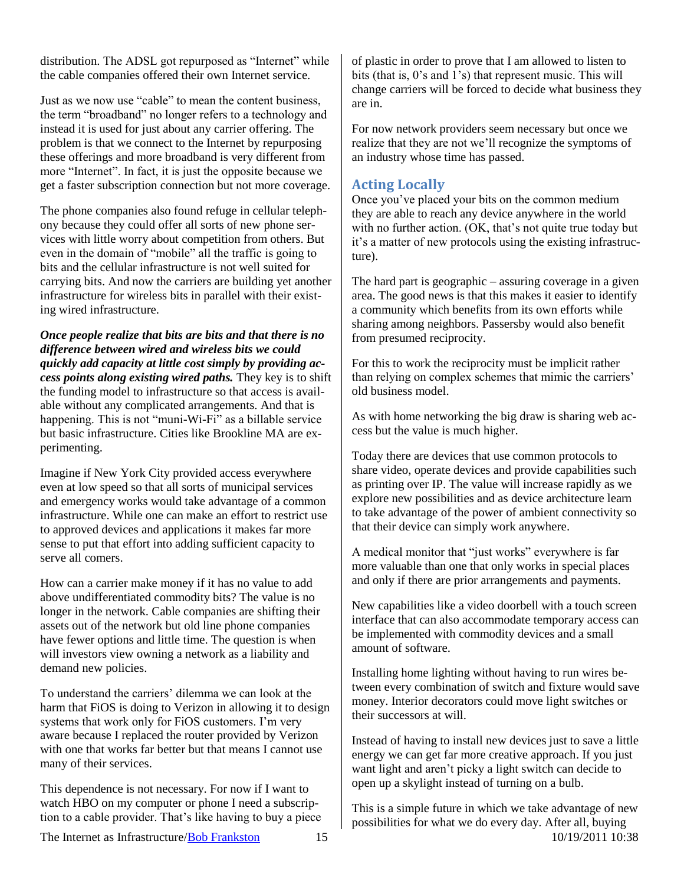distribution. The ADSL got repurposed as "Internet" while the cable companies offered their own Internet service.

Just as we now use "cable" to mean the content business, the term "broadband" no longer refers to a technology and instead it is used for just about any carrier offering. The problem is that we connect to the Internet by repurposing these offerings and more broadband is very different from more "Internet". In fact, it is just the opposite because we get a faster subscription connection but not more coverage.

The phone companies also found refuge in cellular telephony because they could offer all sorts of new phone services with little worry about competition from others. But even in the domain of "mobile" all the traffic is going to bits and the cellular infrastructure is not well suited for carrying bits. And now the carriers are building yet another infrastructure for wireless bits in parallel with their existing wired infrastructure.

***Once people realize that bits are bits and that there is no difference between wired and wireless bits we could quickly add capacity at little cost simply by providing access points along existing wired paths.*** They key is to shift the funding model to infrastructure so that access is available without any complicated arrangements. And that is happening. This is not "muni-Wi-Fi" as a billable service but basic infrastructure. Cities like Brookline MA are experimenting.

Imagine if New York City provided access everywhere even at low speed so that all sorts of municipal services and emergency works would take advantage of a common infrastructure. While one can make an effort to restrict use to approved devices and applications it makes far more sense to put that effort into adding sufficient capacity to serve all comers.

How can a carrier make money if it has no value to add above undifferentiated commodity bits? The value is no longer in the network. Cable companies are shifting their assets out of the network but old line phone companies have fewer options and little time. The question is when will investors view owning a network as a liability and demand new policies.

To understand the carriers' dilemma we can look at the harm that FiOS is doing to Verizon in allowing it to design systems that work only for FiOS customers. I'm very aware because I replaced the router provided by Verizon with one that works far better but that means I cannot use many of their services.

This dependence is not necessary. For now if I want to watch HBO on my computer or phone I need a subscription to a cable provider. That's like having to buy a piece of plastic in order to prove that I am allowed to listen to bits (that is, 0's and 1's) that represent music. This will change carriers will be forced to decide what business they are in.

For now network providers seem necessary but once we realize that they are not we'll recognize the symptoms of an industry whose time has passed.

## Acting Locally

Once you've placed your bits on the common medium they are able to reach any device anywhere in the world with no further action. (OK, that's not quite true today but it's a matter of new protocols using the existing infrastructure).

The hard part is geographic – assuring coverage in a given area. The good news is that this makes it easier to identify a community which benefits from its own efforts while sharing among neighbors. Passersby would also benefit from presumed reciprocity.

For this to work the reciprocity must be implicit rather than relying on complex schemes that mimic the carriers' old business model.

As with home networking the big draw is sharing web access but the value is much higher.

Today there are devices that use common protocols to share video, operate devices and provide capabilities such as printing over IP. The value will increase rapidly as we explore new possibilities and as device architecture learn to take advantage of the power of ambient connectivity so that their device can simply work anywhere.

A medical monitor that "just works" everywhere is far more valuable than one that only works in special places and only if there are prior arrangements and payments.

New capabilities like a video doorbell with a touch screen interface that can also accommodate temporary access can be implemented with commodity devices and a small amount of software.

Installing home lighting without having to run wires between every combination of switch and fixture would save money. Interior decorators could move light switches or their successors at will.

Instead of having to install new devices just to save a little energy we can get far more creative approach. If you just want light and aren't picky a light switch can decide to open up a skylight instead of turning on a bulb.

This is a simple future in which we take advantage of new possibilities for what we do every day. After all, buying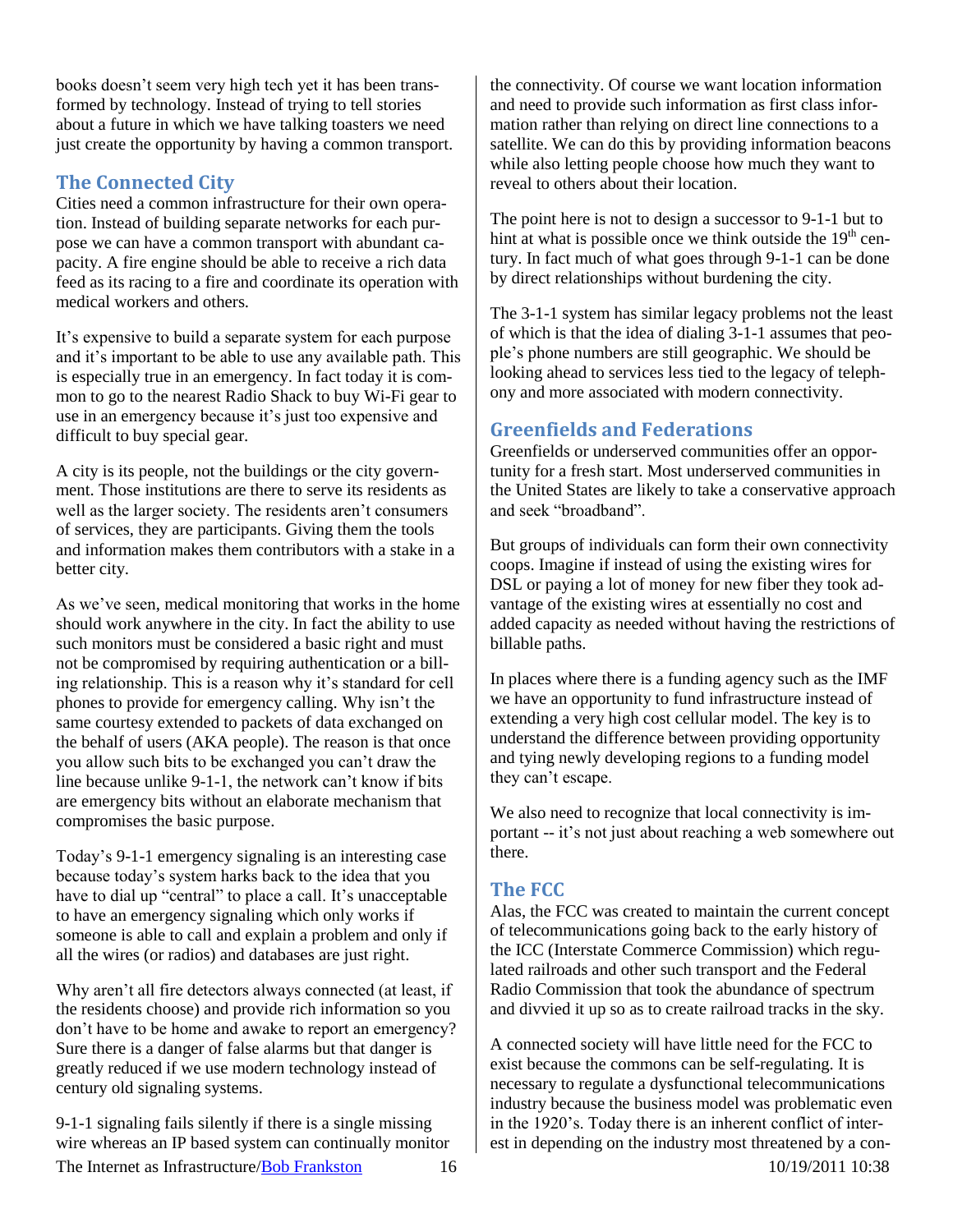books doesn't seem very high tech yet it has been transformed by technology. Instead of trying to tell stories about a future in which we have talking toasters we need just create the opportunity by having a common transport.

## The Connected City

Cities need a common infrastructure for their own operation. Instead of building separate networks for each purpose we can have a common transport with abundant capacity. A fire engine should be able to receive a rich data feed as its racing to a fire and coordinate its operation with medical workers and others.

It's expensive to build a separate system for each purpose and it's important to be able to use any available path. This is especially true in an emergency. In fact today it is common to go to the nearest Radio Shack to buy Wi-Fi gear to use in an emergency because it's just too expensive and difficult to buy special gear.

A city is its people, not the buildings or the city government. Those institutions are there to serve its residents as well as the larger society. The residents aren't consumers of services, they are participants. Giving them the tools and information makes them contributors with a stake in a better city.

As we've seen, medical monitoring that works in the home should work anywhere in the city. In fact the ability to use such monitors must be considered a basic right and must not be compromised by requiring authentication or a billing relationship. This is a reason why it's standard for cell phones to provide for emergency calling. Why isn't the same courtesy extended to packets of data exchanged on the behalf of users (AKA people). The reason is that once you allow such bits to be exchanged you can't draw the line because unlike 9-1-1, the network can't know if bits are emergency bits without an elaborate mechanism that compromises the basic purpose.

Today's 9-1-1 emergency signaling is an interesting case because today's system harks back to the idea that you have to dial up "central" to place a call. It's unacceptable to have an emergency signaling which only works if someone is able to call and explain a problem and only if all the wires (or radios) and databases are just right.

Why aren't all fire detectors always connected (at least, if the residents choose) and provide rich information so you don't have to be home and awake to report an emergency? Sure there is a danger of false alarms but that danger is greatly reduced if we use modern technology instead of century old signaling systems.

9-1-1 signaling fails silently if there is a single missing wire whereas an IP based system can continually monitor the connectivity. Of course we want location information and need to provide such information as first class information rather than relying on direct line connections to a satellite. We can do this by providing information beacons while also letting people choose how much they want to reveal to others about their location.

The point here is not to design a successor to 9-1-1 but to hint at what is possible once we think outside the 19th century. In fact much of what goes through 9-1-1 can be done by direct relationships without burdening the city.

The 3-1-1 system has similar legacy problems not the least of which is that the idea of dialing 3-1-1 assumes that people's phone numbers are still geographic. We should be looking ahead to services less tied to the legacy of telephony and more associated with modern connectivity.

## Greenfields and Federations

Greenfields or underserved communities offer an opportunity for a fresh start. Most underserved communities in the United States are likely to take a conservative approach and seek "broadband".

But groups of individuals can form their own connectivity coops. Imagine if instead of using the existing wires for DSL or paying a lot of money for new fiber they took advantage of the existing wires at essentially no cost and added capacity as needed without having the restrictions of billable paths.

In places where there is a funding agency such as the IMF we have an opportunity to fund infrastructure instead of extending a very high cost cellular model. The key is to understand the difference between providing opportunity and tying newly developing regions to a funding model they can't escape.

We also need to recognize that local connectivity is important -- it's not just about reaching a web somewhere out there.

## The FCC

Alas, the FCC was created to maintain the current concept of telecommunications going back to the early history of the ICC (Interstate Commerce Commission) which regulated railroads and other such transport and the Federal Radio Commission that took the abundance of spectrum and divvied it up so as to create railroad tracks in the sky.

A connected society will have little need for the FCC to exist because the commons can be self-regulating. It is necessary to regulate a dysfunctional telecommunications industry because the business model was problematic even in the 1920's. Today there is an inherent conflict of interest in depending on the industry most threatened by a con-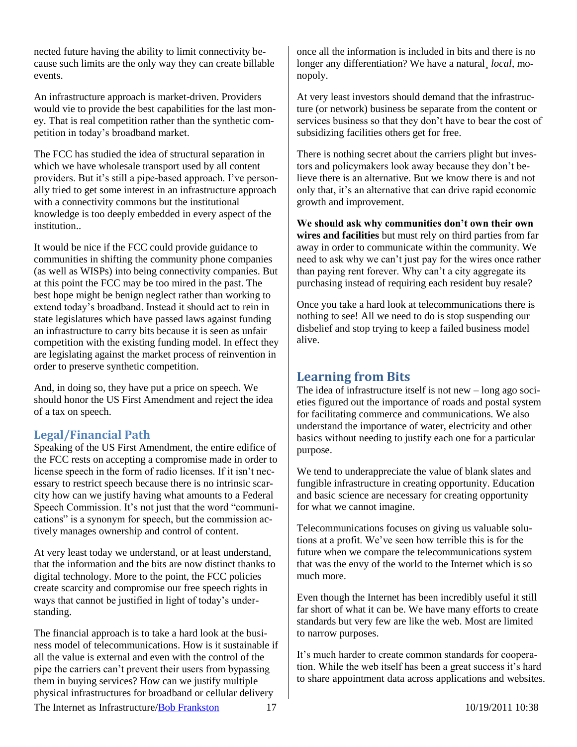nected future having the ability to limit connectivity because such limits are the only way they can create billable events.

An infrastructure approach is market-driven. Providers would vie to provide the best capabilities for the last money. That is real competition rather than the synthetic competition in today's broadband market.

The FCC has studied the idea of structural separation in which we have wholesale transport used by all content providers. But it's still a pipe-based approach. I've personally tried to get some interest in an infrastructure approach with a connectivity commons but the institutional knowledge is too deeply embedded in every aspect of the institution..

It would be nice if the FCC could provide guidance to communities in shifting the community phone companies (as well as WISPs) into being connectivity companies. But at this point the FCC may be too mired in the past. The best hope might be benign neglect rather than working to extend today's broadband. Instead it should act to rein in state legislatures which have passed laws against funding an infrastructure to carry bits because it is seen as unfair competition with the existing funding model. In effect they are legislating against the market process of reinvention in order to preserve synthetic competition.

And, in doing so, they have put a price on speech. We should honor the US First Amendment and reject the idea of a tax on speech.

### Legal/Financial Path

Speaking of the US First Amendment, the entire edifice of the FCC rests on accepting a compromise made in order to license speech in the form of radio licenses. If it isn't necessary to restrict speech because there is no intrinsic scarcity how can we justify having what amounts to a Federal Speech Commission. It's not just that the word "communications" is a synonym for speech, but the commission actively manages ownership and control of content.

At very least today we understand, or at least understand, that the information and the bits are now distinct thanks to digital technology. More to the point, the FCC policies create scarcity and compromise our free speech rights in ways that cannot be justified in light of today's understanding.

The financial approach is to take a hard look at the business model of telecommunications. How is it sustainable if all the value is external and even with the control of the pipe the carriers can't prevent their users from bypassing them in buying services? How can we justify multiple physical infrastructures for broadband or cellular delivery once all the information is included in bits and there is no longer any differentiation? We have a natural¸ *local*, monopoly.

At very least investors should demand that the infrastructure (or network) business be separate from the content or services business so that they don't have to bear the cost of subsidizing facilities others get for free.

There is nothing secret about the carriers plight but investors and policymakers look away because they don't believe there is an alternative. But we know there is and not only that, it's an alternative that can drive rapid economic growth and improvement.

**We should ask why communities don't own their own wires and facilities** but must rely on third parties from far away in order to communicate within the community. We need to ask why we can't just pay for the wires once rather than paying rent forever. Why can't a city aggregate its purchasing instead of requiring each resident buy resale?

Once you take a hard look at telecommunications there is nothing to see! All we need to do is stop suspending our disbelief and stop trying to keep a failed business model alive.

## Learning from Bits

The idea of infrastructure itself is not new – long ago societies figured out the importance of roads and postal system for facilitating commerce and communications. We also understand the importance of water, electricity and other basics without needing to justify each one for a particular purpose.

We tend to underappreciate the value of blank slates and fungible infrastructure in creating opportunity. Education and basic science are necessary for creating opportunity for what we cannot imagine.

Telecommunications focuses on giving us valuable solutions at a profit. We've seen how terrible this is for the future when we compare the telecommunications system that was the envy of the world to the Internet which is so much more.

Even though the Internet has been incredibly useful it still far short of what it can be. We have many efforts to create standards but very few are like the web. Most are limited to narrow purposes.

It's much harder to create common standards for cooperation. While the web itself has been a great success it's hard to share appointment data across applications and websites.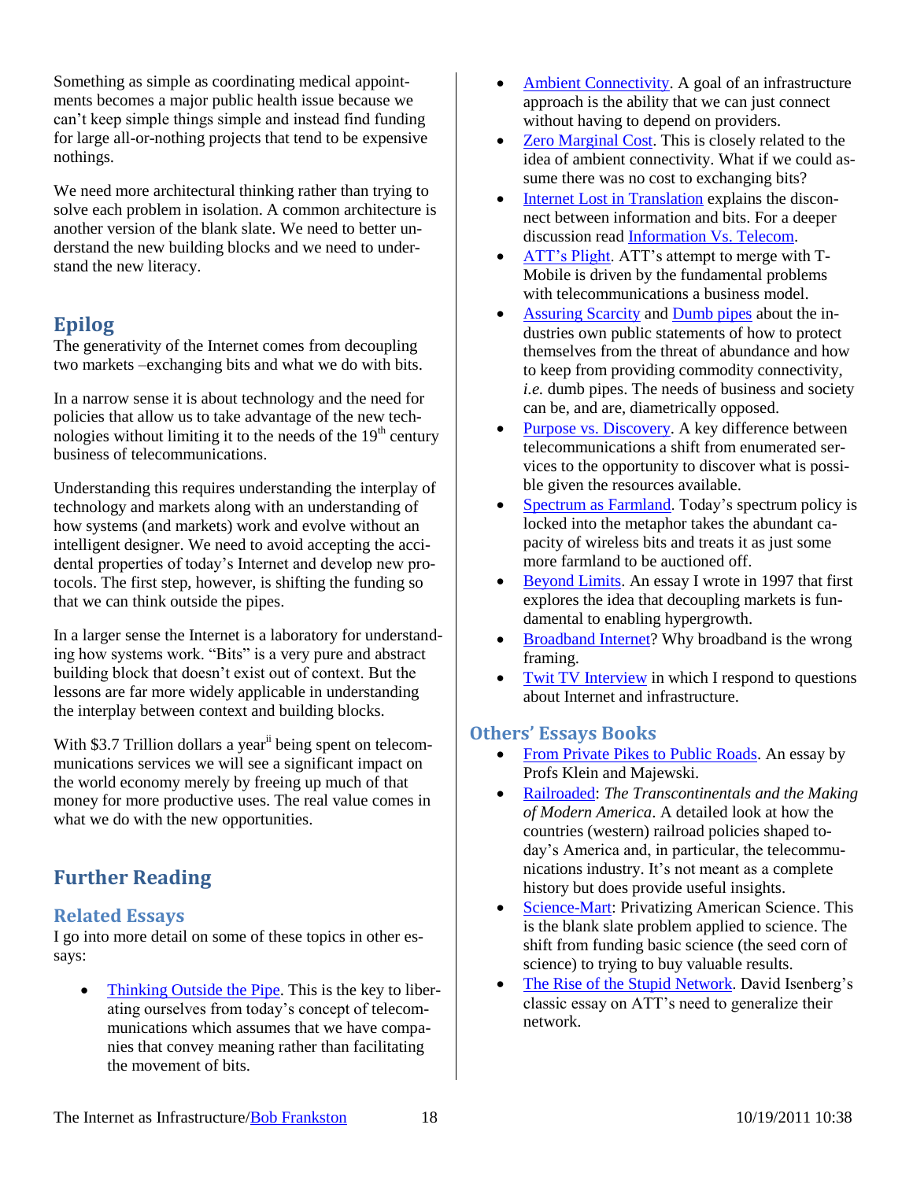Something as simple as coordinating medical appointments becomes a major public health issue because we can't keep simple things simple and instead find funding for large all-or-nothing projects that tend to be expensive nothings.

We need more architectural thinking rather than trying to solve each problem in isolation. A common architecture is another version of the blank slate. We need to better understand the new building blocks and we need to understand the new literacy.

## Epilog

The generativity of the Internet comes from decoupling two markets –exchanging bits and what we do with bits.

In a narrow sense it is about technology and the need for policies that allow us to take advantage of the new technologies without limiting it to the needs of the 19th century business of telecommunications.

Understanding this requires understanding the interplay of technology and markets along with an understanding of how systems (and markets) work and evolve without an intelligent designer. We need to avoid accepting the accidental properties of today's Internet and develop new protocols. The first step, however, is shifting the funding so that we can think outside the pipes.

In a larger sense the Internet is a laboratory for understanding how systems work. "Bits" is a very pure and abstract building block that doesn't exist out of context. But the lessons are far more widely applicable in understanding the interplay between context and building blocks.

With $3.7 Trillion dollars a year[ii] being spent on telecommunications services we will see a significant impact on the world economy merely by freeing up much of that money for more productive uses. The real value comes in what we do with the new opportunities.

## Further Reading

### Related Essays

I go into more detail on some of these topics in other essays:

- Thinking Outside the Pipe. This is the key to liberating ourselves from today's concept of telecommunications which assumes that we have companies that convey meaning rather than facilitating the movement of bits.
- Ambient Connectivity. A goal of an infrastructure approach is the ability that we can just connect without having to depend on providers.
- Zero Marginal Cost. This is closely related to the idea of ambient connectivity. What if we could assume there was no cost to exchanging bits?
- Internet Lost in Translation explains the disconnect between information and bits. For a deeper discussion read Information Vs. Telecom.
- ATT's Plight. ATT's attempt to merge with T-Mobile is driven by the fundamental problems with telecommunications a business model.
- Assuring Scarcity and Dumb pipes about the industries own public statements of how to protect themselves from the threat of abundance and how to keep from providing commodity connectivity, *i.e.* dumb pipes. The needs of business and society can be, and are, diametrically opposed.
- Purpose vs. Discovery. A key difference between telecommunications a shift from enumerated services to the opportunity to discover what is possible given the resources available.
- Spectrum as Farmland. Today's spectrum policy is locked into the metaphor takes the abundant capacity of wireless bits and treats it as just some more farmland to be auctioned off.
- Beyond Limits. An essay I wrote in 1997 that first explores the idea that decoupling markets is fundamental to enabling hypergrowth.
- Broadband Internet? Why broadband is the wrong framing.
- Twit TV Interview in which I respond to questions about Internet and infrastructure.

### Others' Essays Books

- From Private Pikes to Public Roads. An essay by Profs Klein and Majewski.
- Railroaded: *The Transcontinentals and the Making of Modern America*. A detailed look at how the countries (western) railroad policies shaped today's America and, in particular, the telecommunications industry. It's not meant as a complete history but does provide useful insights.
- Science-Mart: Privatizing American Science. This is the blank slate problem applied to science. The shift from funding basic science (the seed corn of science) to trying to buy valuable results.
- The Rise of the Stupid Network. David Isenberg's classic essay on ATT's need to generalize their network.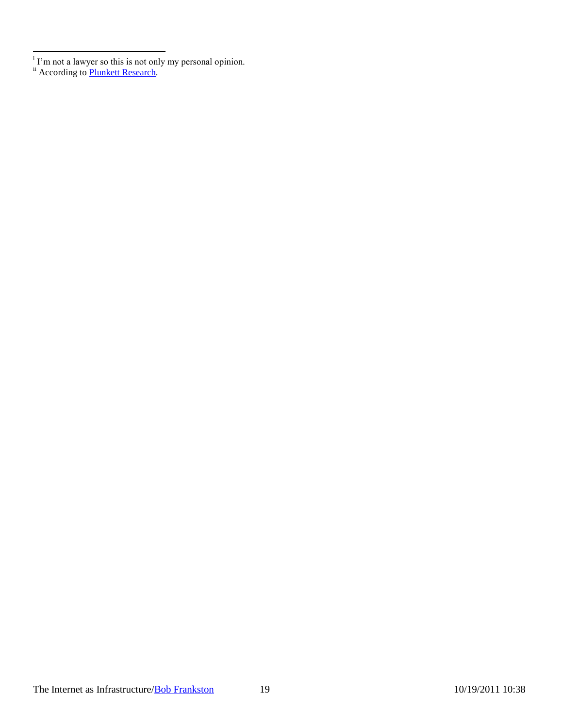[i] I'm not a lawyer so this is not only my personal opinion.

[ii] According to [Plunkett Research](#).